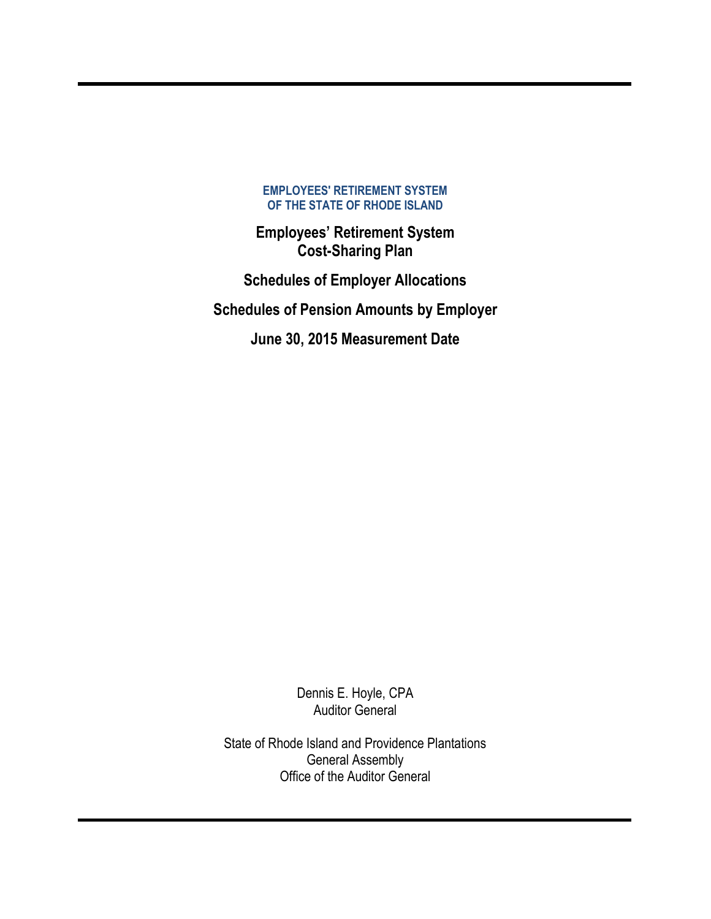**EMPLOYEES' RETIREMENT SYSTEM**
**OF THE STATE OF RHODE ISLAND**

# Employees' Retirement System
# Cost-Sharing Plan

## Schedules of Employer Allocations

## Schedules of Pension Amounts by Employer

## June 30, 2015 Measurement Date

Dennis E. Hoyle, CPA
Auditor General

State of Rhode Island and Providence Plantations
General Assembly
Office of the Auditor General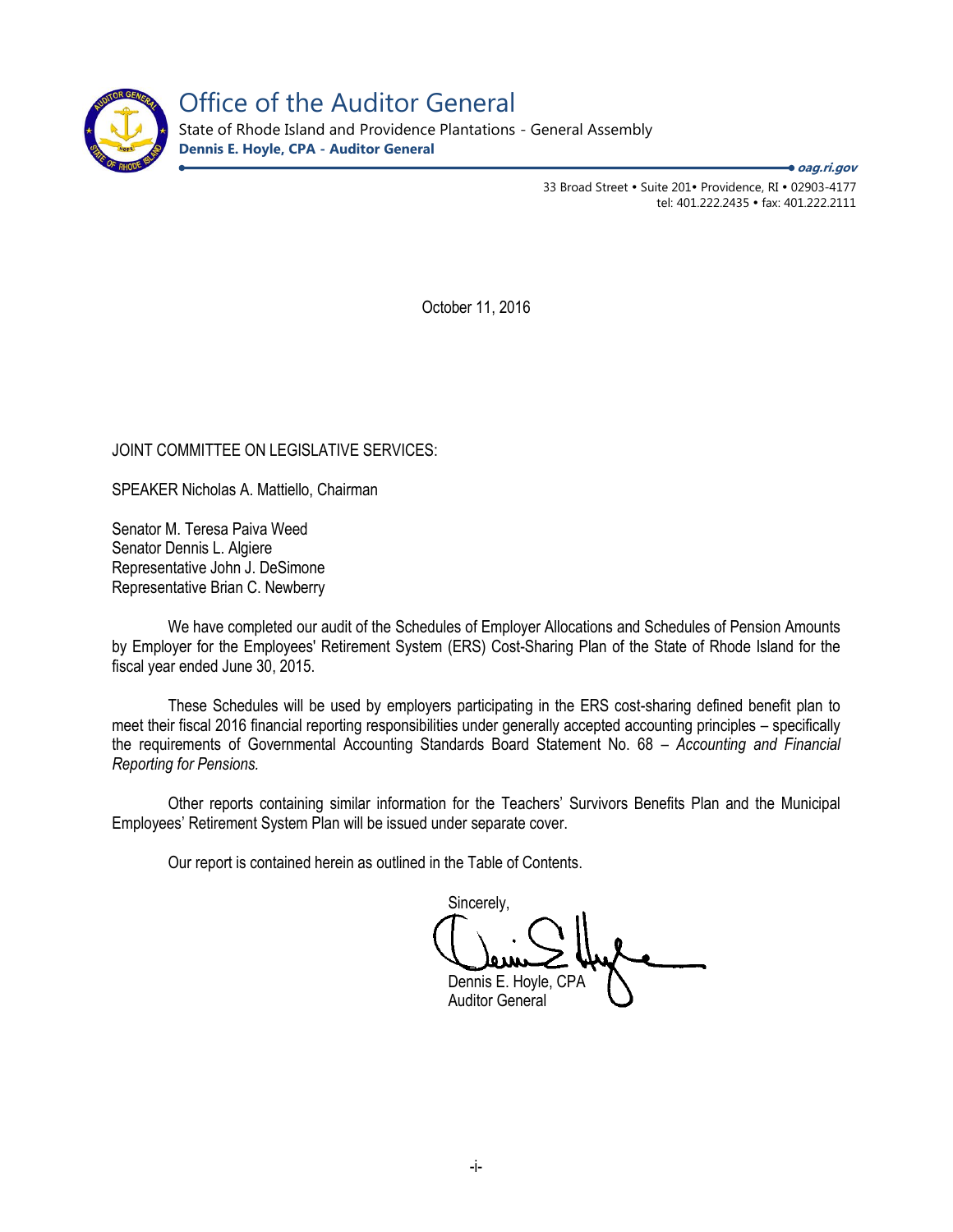# Office of the Auditor General

State of Rhode Island and Providence Plantations - General Assembly

**Dennis E. Hoyle, CPA - Auditor General**

*oag.ri.gov*

33 Broad Street • Suite 201• Providence, RI • 02903-4177
tel: 401.222.2435 • fax: 401.222.2111

October 11, 2016

JOINT COMMITTEE ON LEGISLATIVE SERVICES:

SPEAKER Nicholas A. Mattiello, Chairman

Senator M. Teresa Paiva Weed
Senator Dennis L. Algiere
Representative John J. DeSimone
Representative Brian C. Newberry

We have completed our audit of the Schedules of Employer Allocations and Schedules of Pension Amounts by Employer for the Employees' Retirement System (ERS) Cost-Sharing Plan of the State of Rhode Island for the fiscal year ended June 30, 2015.

These Schedules will be used by employers participating in the ERS cost-sharing defined benefit plan to meet their fiscal 2016 financial reporting responsibilities under generally accepted accounting principles – specifically the requirements of Governmental Accounting Standards Board Statement No. 68 – *Accounting and Financial Reporting for Pensions.*

Other reports containing similar information for the Teachers' Survivors Benefits Plan and the Municipal Employees' Retirement System Plan will be issued under separate cover.

Our report is contained herein as outlined in the Table of Contents.

Sincerely,

Dennis E. Hoyle, CPA
Auditor General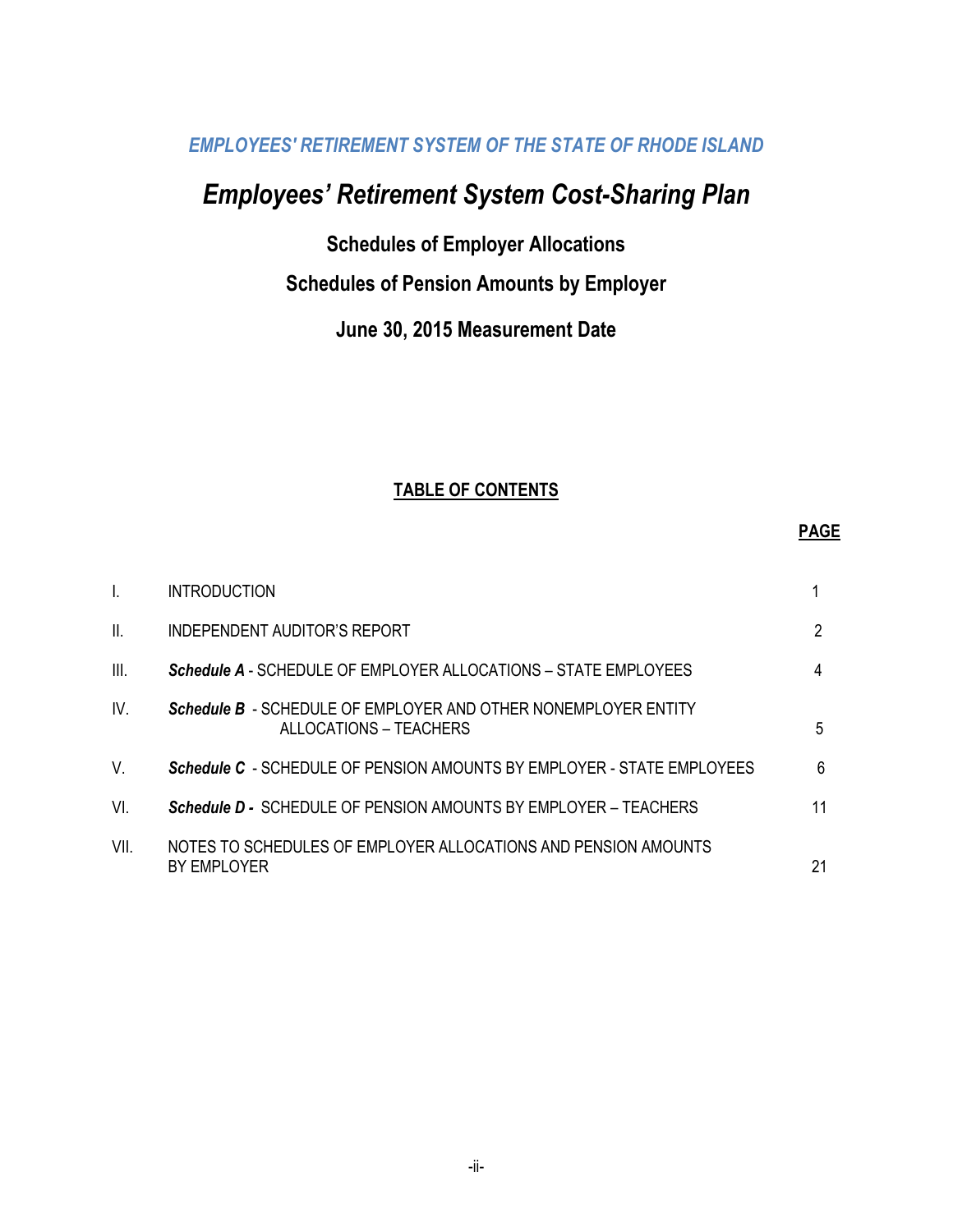*EMPLOYEES' RETIREMENT SYSTEM OF THE STATE OF RHODE ISLAND*

# *Employees' Retirement System Cost-Sharing Plan*

## Schedules of Employer Allocations

## Schedules of Pension Amounts by Employer

## June 30, 2015 Measurement Date

### TABLE OF CONTENTS

| | | PAGE |
|---|---|---|
| I. | INTRODUCTION | 1 |
| II. | INDEPENDENT AUDITOR'S REPORT | 2 |
| III. | ***Schedule A*** - SCHEDULE OF EMPLOYER ALLOCATIONS – STATE EMPLOYEES | 4 |
| IV. | ***Schedule B*** - SCHEDULE OF EMPLOYER AND OTHER NONEMPLOYER ENTITY ALLOCATIONS – TEACHERS | 5 |
| V. | ***Schedule C*** - SCHEDULE OF PENSION AMOUNTS BY EMPLOYER - STATE EMPLOYEES | 6 |
| VI. | ***Schedule D*** - SCHEDULE OF PENSION AMOUNTS BY EMPLOYER – TEACHERS | 11 |
| VII. | NOTES TO SCHEDULES OF EMPLOYER ALLOCATIONS AND PENSION AMOUNTS BY EMPLOYER | 21 |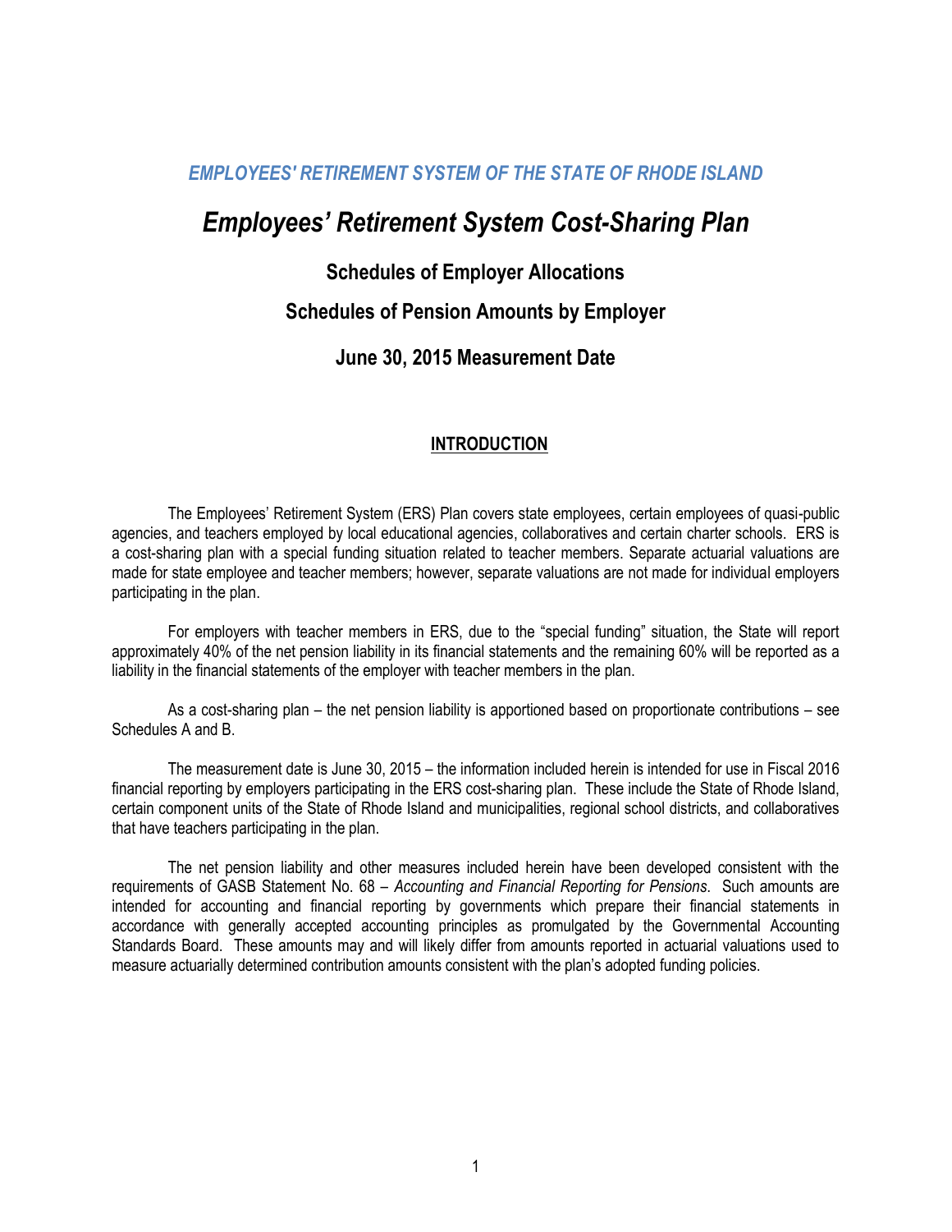### *EMPLOYEES' RETIREMENT SYSTEM OF THE STATE OF RHODE ISLAND*

# *Employees' Retirement System Cost-Sharing Plan*

## Schedules of Employer Allocations

## Schedules of Pension Amounts by Employer

## June 30, 2015 Measurement Date

### INTRODUCTION

The Employees' Retirement System (ERS) Plan covers state employees, certain employees of quasi-public agencies, and teachers employed by local educational agencies, collaboratives and certain charter schools. ERS is a cost-sharing plan with a special funding situation related to teacher members. Separate actuarial valuations are made for state employee and teacher members; however, separate valuations are not made for individual employers participating in the plan.

For employers with teacher members in ERS, due to the "special funding" situation, the State will report approximately 40% of the net pension liability in its financial statements and the remaining 60% will be reported as a liability in the financial statements of the employer with teacher members in the plan.

As a cost-sharing plan – the net pension liability is apportioned based on proportionate contributions – see Schedules A and B.

The measurement date is June 30, 2015 – the information included herein is intended for use in Fiscal 2016 financial reporting by employers participating in the ERS cost-sharing plan. These include the State of Rhode Island, certain component units of the State of Rhode Island and municipalities, regional school districts, and collaboratives that have teachers participating in the plan.

The net pension liability and other measures included herein have been developed consistent with the requirements of GASB Statement No. 68 – *Accounting and Financial Reporting for Pensions*. Such amounts are intended for accounting and financial reporting by governments which prepare their financial statements in accordance with generally accepted accounting principles as promulgated by the Governmental Accounting Standards Board. These amounts may and will likely differ from amounts reported in actuarial valuations used to measure actuarially determined contribution amounts consistent with the plan's adopted funding policies.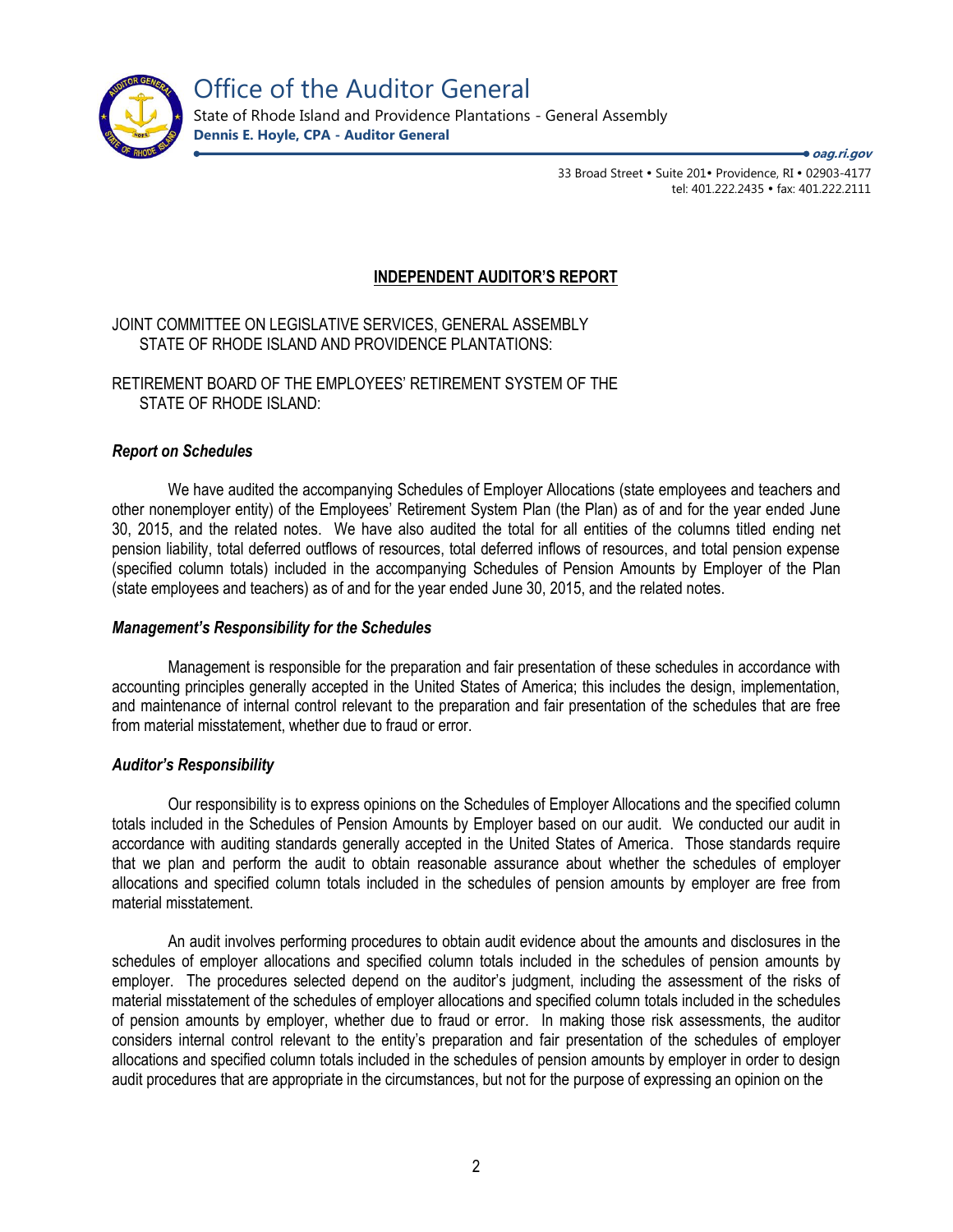# Office of the Auditor General

State of Rhode Island and Providence Plantations - General Assembly
**Dennis E. Hoyle, CPA - Auditor General**

***oag.ri.gov***

33 Broad Street • Suite 201• Providence, RI • 02903-4177
tel: 401.222.2435 • fax: 401.222.2111

## INDEPENDENT AUDITOR'S REPORT

JOINT COMMITTEE ON LEGISLATIVE SERVICES, GENERAL ASSEMBLY
STATE OF RHODE ISLAND AND PROVIDENCE PLANTATIONS:

RETIREMENT BOARD OF THE EMPLOYEES' RETIREMENT SYSTEM OF THE
STATE OF RHODE ISLAND:

### *Report on Schedules*

We have audited the accompanying Schedules of Employer Allocations (state employees and teachers and other nonemployer entity) of the Employees' Retirement System Plan (the Plan) as of and for the year ended June 30, 2015, and the related notes. We have also audited the total for all entities of the columns titled ending net pension liability, total deferred outflows of resources, total deferred inflows of resources, and total pension expense (specified column totals) included in the accompanying Schedules of Pension Amounts by Employer of the Plan (state employees and teachers) as of and for the year ended June 30, 2015, and the related notes.

### *Management's Responsibility for the Schedules*

Management is responsible for the preparation and fair presentation of these schedules in accordance with accounting principles generally accepted in the United States of America; this includes the design, implementation, and maintenance of internal control relevant to the preparation and fair presentation of the schedules that are free from material misstatement, whether due to fraud or error.

### *Auditor's Responsibility*

Our responsibility is to express opinions on the Schedules of Employer Allocations and the specified column totals included in the Schedules of Pension Amounts by Employer based on our audit. We conducted our audit in accordance with auditing standards generally accepted in the United States of America. Those standards require that we plan and perform the audit to obtain reasonable assurance about whether the schedules of employer allocations and specified column totals included in the schedules of pension amounts by employer are free from material misstatement.

An audit involves performing procedures to obtain audit evidence about the amounts and disclosures in the schedules of employer allocations and specified column totals included in the schedules of pension amounts by employer. The procedures selected depend on the auditor's judgment, including the assessment of the risks of material misstatement of the schedules of employer allocations and specified column totals included in the schedules of pension amounts by employer, whether due to fraud or error. In making those risk assessments, the auditor considers internal control relevant to the entity's preparation and fair presentation of the schedules of employer allocations and specified column totals included in the schedules of pension amounts by employer in order to design audit procedures that are appropriate in the circumstances, but not for the purpose of expressing an opinion on the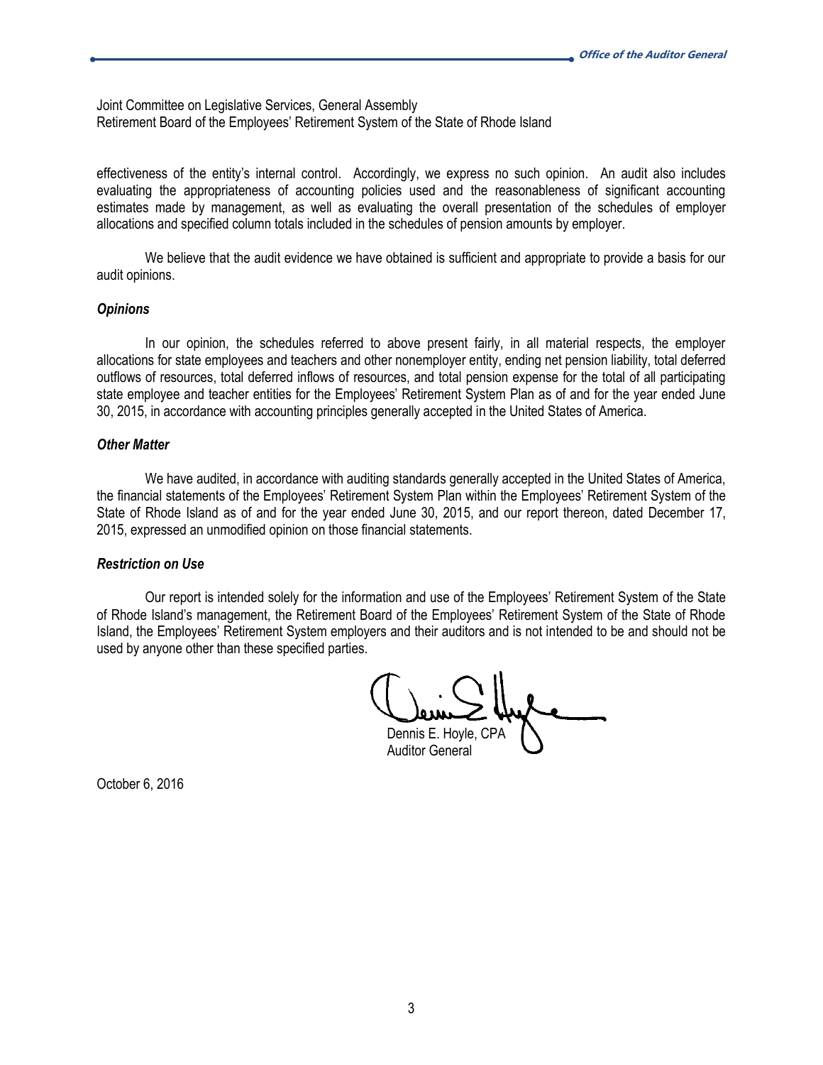Joint Committee on Legislative Services, General Assembly
Retirement Board of the Employees' Retirement System of the State of Rhode Island

effectiveness of the entity's internal control. Accordingly, we express no such opinion. An audit also includes evaluating the appropriateness of accounting policies used and the reasonableness of significant accounting estimates made by management, as well as evaluating the overall presentation of the schedules of employer allocations and specified column totals included in the schedules of pension amounts by employer.

We believe that the audit evidence we have obtained is sufficient and appropriate to provide a basis for our audit opinions.

***Opinions***

In our opinion, the schedules referred to above present fairly, in all material respects, the employer allocations for state employees and teachers and other nonemployer entity, ending net pension liability, total deferred outflows of resources, total deferred inflows of resources, and total pension expense for the total of all participating state employee and teacher entities for the Employees' Retirement System Plan as of and for the year ended June 30, 2015, in accordance with accounting principles generally accepted in the United States of America.

***Other Matter***

We have audited, in accordance with auditing standards generally accepted in the United States of America, the financial statements of the Employees' Retirement System Plan within the Employees' Retirement System of the State of Rhode Island as of and for the year ended June 30, 2015, and our report thereon, dated December 17, 2015, expressed an unmodified opinion on those financial statements.

***Restriction on Use***

Our report is intended solely for the information and use of the Employees' Retirement System of the State of Rhode Island's management, the Retirement Board of the Employees' Retirement System of the State of Rhode Island, the Employees' Retirement System employers and their auditors and is not intended to be and should not be used by anyone other than these specified parties.

Dennis E. Hoyle, CPA
Auditor General

October 6, 2016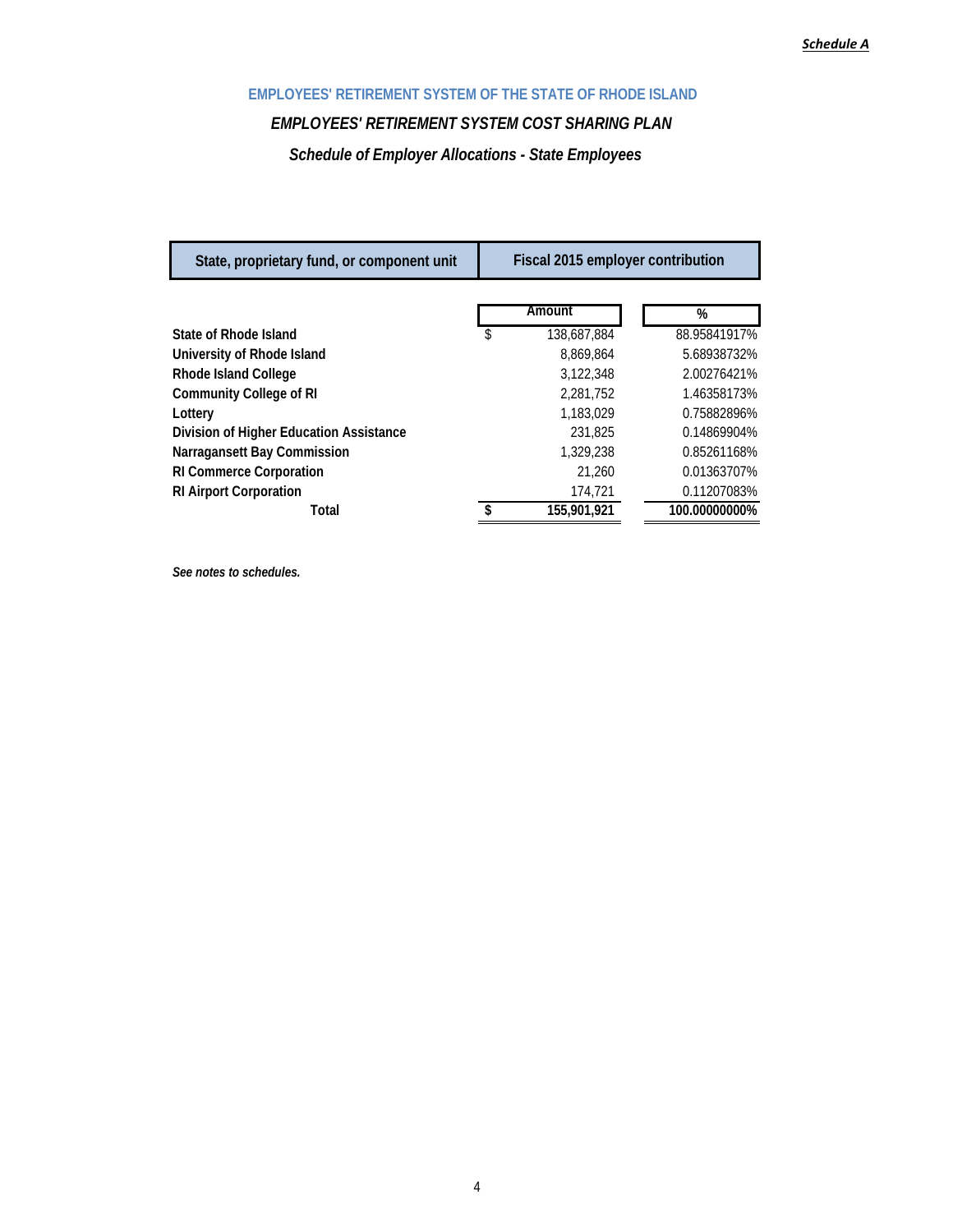*Schedule A*

## EMPLOYEES' RETIREMENT SYSTEM OF THE STATE OF RHODE ISLAND

### *EMPLOYEES' RETIREMENT SYSTEM COST SHARING PLAN*

### *Schedule of Employer Allocations - State Employees*

| State, proprietary fund, or component unit | Fiscal 2015 employer contribution | |
|---|---|---|
| | **Amount** | **%** |
| **State of Rhode Island** | $ 138,687,884 | 88.95841917% |
| **University of Rhode Island** | 8,869,864 | 5.68938732% |
| **Rhode Island College** | 3,122,348 | 2.00276421% |
| **Community College of RI** | 2,281,752 | 1.46358173% |
| **Lottery** | 1,183,029 | 0.75882896% |
| **Division of Higher Education Assistance** | 231,825 | 0.14869904% |
| **Narragansett Bay Commission** | 1,329,238 | 0.85261168% |
| **RI Commerce Corporation** | 21,260 | 0.01363707% |
| **RI Airport Corporation** | 174,721 | 0.11207083% |
| **Total** | **$ 155,901,921** | **100.00000000%** |

***See notes to schedules.***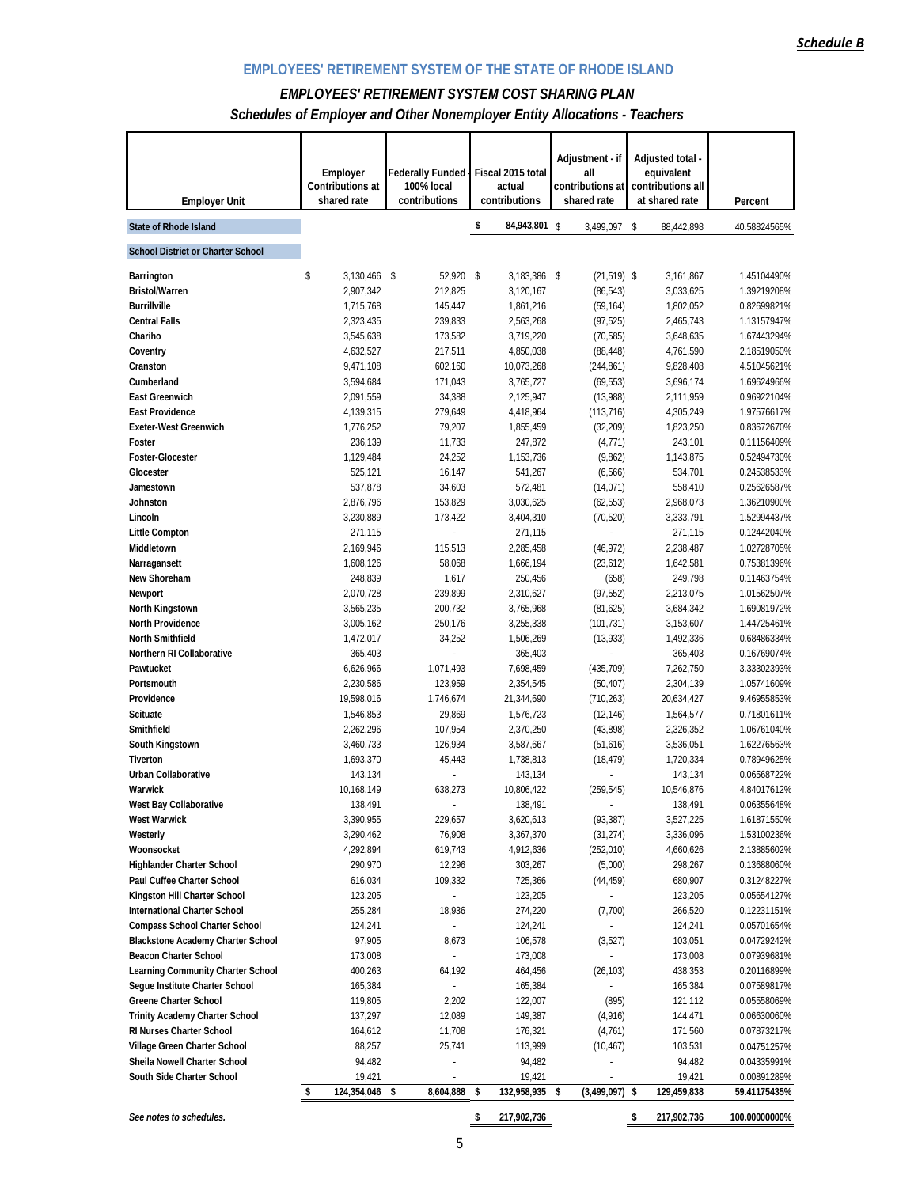Schedule B

## EMPLOYEES' RETIREMENT SYSTEM OF THE STATE OF RHODE ISLAND

### *EMPLOYEES' RETIREMENT SYSTEM COST SHARING PLAN*

### *Schedules of Employer and Other Nonemployer Entity Allocations - Teachers*

| Employer Unit | Employer Contributions at shared rate | Federally Funded 100% local contributions | Fiscal 2015 total actual contributions | Adjustment - if all contributions at shared rate | Adjusted total - equivalent contributions all at shared rate | Percent |
|---|---|---|---|---|---|---|
| **State of Rhode Island** | | | $ 84,943,801 | $ 3,499,097 | $ 88,442,898 | 40.58824565% |
| **School District or Charter School** | | | | | | |
| **Barrington** | $ 3,130,466 | $ 52,920 | $ 3,183,386 | $ (21,519) | $ 3,161,867 | 1.45104490% |
| **Bristol/Warren** | 2,907,342 | 212,825 | 3,120,167 | (86,543) | 3,033,625 | 1.39219208% |
| **Burrillville** | 1,715,768 | 145,447 | 1,861,216 | (59,164) | 1,802,052 | 0.82699821% |
| **Central Falls** | 2,323,435 | 239,833 | 2,563,268 | (97,525) | 2,465,743 | 1.13157947% |
| **Chariho** | 3,545,638 | 173,582 | 3,719,220 | (70,585) | 3,648,635 | 1.67443294% |
| **Coventry** | 4,632,527 | 217,511 | 4,850,038 | (88,448) | 4,761,590 | 2.18519050% |
| **Cranston** | 9,471,108 | 602,160 | 10,073,268 | (244,861) | 9,828,408 | 4.51045621% |
| **Cumberland** | 3,594,684 | 171,043 | 3,765,727 | (69,553) | 3,696,174 | 1.69624966% |
| **East Greenwich** | 2,091,559 | 34,388 | 2,125,947 | (13,988) | 2,111,959 | 0.96922104% |
| **East Providence** | 4,139,315 | 279,649 | 4,418,964 | (113,716) | 4,305,249 | 1.97576617% |
| **Exeter-West Greenwich** | 1,776,252 | 79,207 | 1,855,459 | (32,209) | 1,823,250 | 0.83672670% |
| **Foster** | 236,139 | 11,733 | 247,872 | (4,771) | 243,101 | 0.11156409% |
| **Foster-Glocester** | 1,129,484 | 24,252 | 1,153,736 | (9,862) | 1,143,875 | 0.52494730% |
| **Glocester** | 525,121 | 16,147 | 541,267 | (6,566) | 534,701 | 0.24538533% |
| **Jamestown** | 537,878 | 34,603 | 572,481 | (14,071) | 558,410 | 0.25626587% |
| **Johnston** | 2,876,796 | 153,829 | 3,030,625 | (62,553) | 2,968,073 | 1.36210900% |
| **Lincoln** | 3,230,889 | 173,422 | 3,404,310 | (70,520) | 3,333,791 | 1.52994437% |
| **Little Compton** | 271,115 | - | 271,115 | - | 271,115 | 0.12442040% |
| **Middletown** | 2,169,946 | 115,513 | 2,285,458 | (46,972) | 2,238,487 | 1.02728705% |
| **Narragansett** | 1,608,126 | 58,068 | 1,666,194 | (23,612) | 1,642,581 | 0.75381396% |
| **New Shoreham** | 248,839 | 1,617 | 250,456 | (658) | 249,798 | 0.11463754% |
| **Newport** | 2,070,728 | 239,899 | 2,310,627 | (97,552) | 2,213,075 | 1.01562507% |
| **North Kingstown** | 3,565,235 | 200,732 | 3,765,968 | (81,625) | 3,684,342 | 1.69081972% |
| **North Providence** | 3,005,162 | 250,176 | 3,255,338 | (101,731) | 3,153,607 | 1.44725461% |
| **North Smithfield** | 1,472,017 | 34,252 | 1,506,269 | (13,933) | 1,492,336 | 0.68486334% |
| **Northern RI Collaborative** | 365,403 | - | 365,403 | - | 365,403 | 0.16769074% |
| **Pawtucket** | 6,626,966 | 1,071,493 | 7,698,459 | (435,709) | 7,262,750 | 3.33302393% |
| **Portsmouth** | 2,230,586 | 123,959 | 2,354,545 | (50,407) | 2,304,139 | 1.05741609% |
| **Providence** | 19,598,016 | 1,746,674 | 21,344,690 | (710,263) | 20,634,427 | 9.46955853% |
| **Scituate** | 1,546,853 | 29,869 | 1,576,723 | (12,146) | 1,564,577 | 0.71801611% |
| **Smithfield** | 2,262,296 | 107,954 | 2,370,250 | (43,898) | 2,326,352 | 1.06761040% |
| **South Kingstown** | 3,460,733 | 126,934 | 3,587,667 | (51,616) | 3,536,051 | 1.62276563% |
| **Tiverton** | 1,693,370 | 45,443 | 1,738,813 | (18,479) | 1,720,334 | 0.78949625% |
| **Urban Collaborative** | 143,134 | - | 143,134 | - | 143,134 | 0.06568722% |
| **Warwick** | 10,168,149 | 638,273 | 10,806,422 | (259,545) | 10,546,876 | 4.84017612% |
| **West Bay Collaborative** | 138,491 | - | 138,491 | - | 138,491 | 0.06355648% |
| **West Warwick** | 3,390,955 | 229,657 | 3,620,613 | (93,387) | 3,527,225 | 1.61871550% |
| **Westerly** | 3,290,462 | 76,908 | 3,367,370 | (31,274) | 3,336,096 | 1.53100236% |
| **Woonsocket** | 4,292,894 | 619,743 | 4,912,636 | (252,010) | 4,660,626 | 2.13885602% |
| **Highlander Charter School** | 290,970 | 12,296 | 303,267 | (5,000) | 298,267 | 0.13688060% |
| **Paul Cuffee Charter School** | 616,034 | 109,332 | 725,366 | (44,459) | 680,907 | 0.31248227% |
| **Kingston Hill Charter School** | 123,205 | - | 123,205 | - | 123,205 | 0.05654127% |
| **International Charter School** | 255,284 | 18,936 | 274,220 | (7,700) | 266,520 | 0.12231151% |
| **Compass School Charter School** | 124,241 | - | 124,241 | - | 124,241 | 0.05701654% |
| **Blackstone Academy Charter School** | 97,905 | 8,673 | 106,578 | (3,527) | 103,051 | 0.04729242% |
| **Beacon Charter School** | 173,008 | - | 173,008 | - | 173,008 | 0.07939681% |
| **Learning Community Charter School** | 400,263 | 64,192 | 464,456 | (26,103) | 438,353 | 0.20116899% |
| **Segue Institute Charter School** | 165,384 | - | 165,384 | - | 165,384 | 0.07589817% |
| **Greene Charter School** | 119,805 | 2,202 | 122,007 | (895) | 121,112 | 0.05558069% |
| **Trinity Academy Charter School** | 137,297 | 12,089 | 149,387 | (4,916) | 144,471 | 0.06630060% |
| **RI Nurses Charter School** | 164,612 | 11,708 | 176,321 | (4,761) | 171,560 | 0.07873217% |
| **Village Green Charter School** | 88,257 | 25,741 | 113,999 | (10,467) | 103,531 | 0.04751257% |
| **Sheila Nowell Charter School** | 94,482 | - | 94,482 | - | 94,482 | 0.04335991% |
| **South Side Charter School** | 19,421 | - | 19,421 | - | 19,421 | 0.00891289% |
| | **$ 124,354,046** | **$ 8,604,888** | **$ 132,958,935** | **$ (3,499,097)** | **$ 129,459,838** | **59.41175435%** |
| ***See notes to schedules.*** | | | **$ 217,902,736** | | **$ 217,902,736** | **100.00000000%** |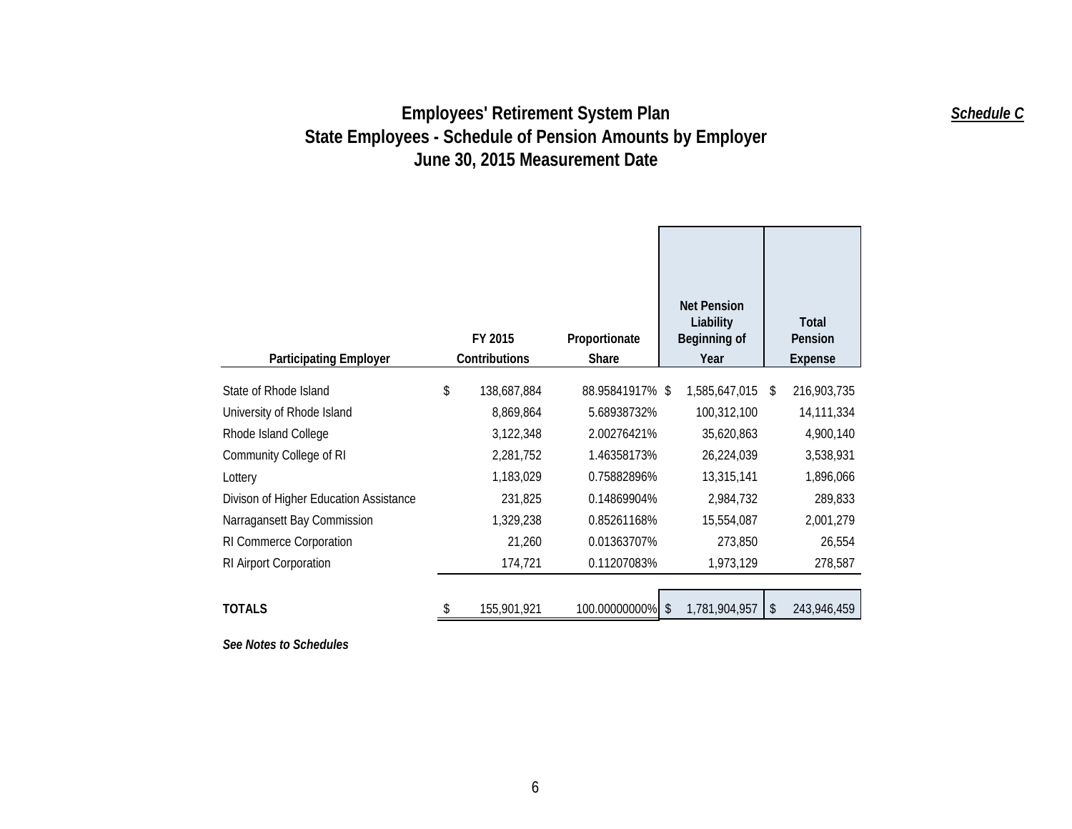# Employees' Retirement System Plan

***Schedule C***

## State Employees - Schedule of Pension Amounts by Employer

## June 30, 2015 Measurement Date

| Participating Employer | FY 2015 Contributions | Proportionate Share | Net Pension Liability Beginning of Year | Total Pension Expense |
|---|---|---|---|---|
| State of Rhode Island | $ 138,687,884 | 88.95841917% | $ 1,585,647,015 | $ 216,903,735 |
| University of Rhode Island | 8,869,864 | 5.68938732% | 100,312,100 | 14,111,334 |
| Rhode Island College | 3,122,348 | 2.00276421% | 35,620,863 | 4,900,140 |
| Community College of RI | 2,281,752 | 1.46358173% | 26,224,039 | 3,538,931 |
| Lottery | 1,183,029 | 0.75882896% | 13,315,141 | 1,896,066 |
| Divison of Higher Education Assistance | 231,825 | 0.14869904% | 2,984,732 | 289,833 |
| Narragansett Bay Commission | 1,329,238 | 0.85261168% | 15,554,087 | 2,001,279 |
| RI Commerce Corporation | 21,260 | 0.01363707% | 273,850 | 26,554 |
| RI Airport Corporation | 174,721 | 0.11207083% | 1,973,129 | 278,587 |
| **TOTALS** | $ 155,901,921 | 100.00000000% | $ 1,781,904,957 | $ 243,946,459 |

***See Notes to Schedules***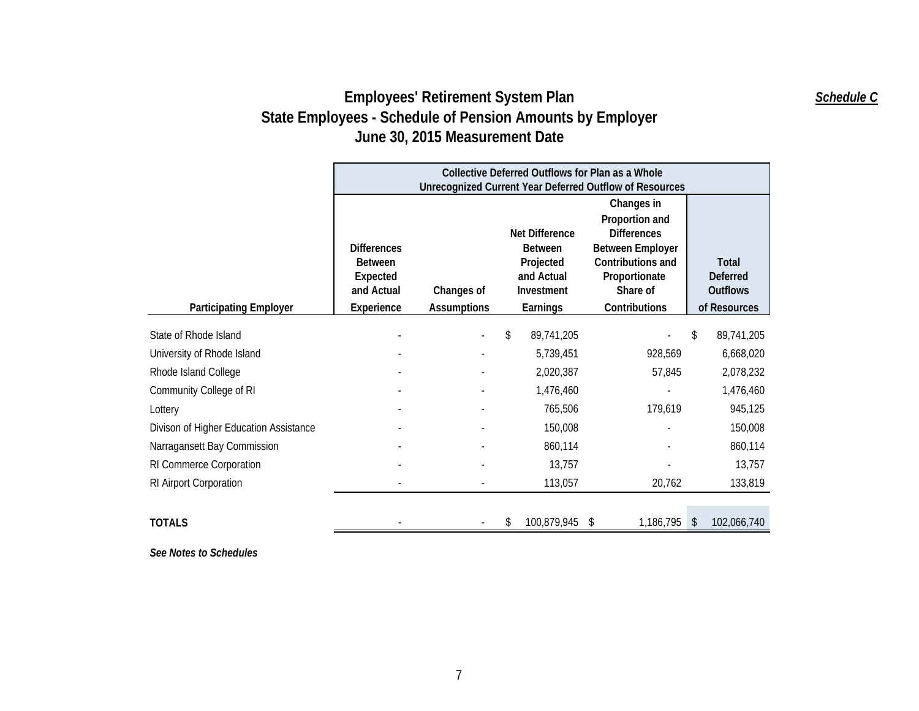# Employees' Retirement System Plan

***Schedule C***

## State Employees - Schedule of Pension Amounts by Employer

## June 30, 2015 Measurement Date

| | Collective Deferred Outflows for Plan as a Whole Unrecognized Current Year Deferred Outflow of Resources | | | | |
|---|---|---|---|---|---|
| **Participating Employer** | **Differences Between Expected and Actual Experience** | **Changes of Assumptions** | **Net Difference Between Projected and Actual Investment Earnings** | **Changes in Proportion and Differences Between Employer Contributions and Proportionate Share of Contributions** | **Total Deferred Outflows of Resources** |
| State of Rhode Island | - | - | $ 89,741,205 | - | $ 89,741,205 |
| University of Rhode Island | - | - | 5,739,451 | 928,569 | 6,668,020 |
| Rhode Island College | - | - | 2,020,387 | 57,845 | 2,078,232 |
| Community College of RI | - | - | 1,476,460 | - | 1,476,460 |
| Lottery | - | - | 765,506 | 179,619 | 945,125 |
| Divison of Higher Education Assistance | - | - | 150,008 | - | 150,008 |
| Narragansett Bay Commission | - | - | 860,114 | - | 860,114 |
| RI Commerce Corporation | - | - | 13,757 | - | 13,757 |
| RI Airport Corporation | - | - | 113,057 | 20,762 | 133,819 |
| **TOTALS** | - | - | $ 100,879,945 | $ 1,186,795 | $ 102,066,740 |

***See Notes to Schedules***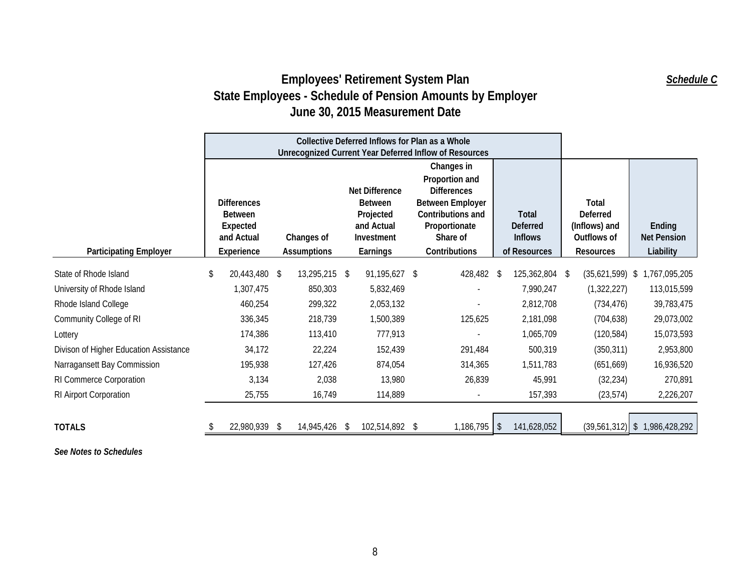# Employees' Retirement System Plan

***Schedule C***

## State Employees - Schedule of Pension Amounts by Employer
## June 30, 2015 Measurement Date

| | Collective Deferred Inflows for Plan as a Whole Unrecognized Current Year Deferred Inflow of Resources | | | | | | |
|---|---|---|---|---|---|---|---|
| Participating Employer | Differences Between Expected and Actual Experience | Changes of Assumptions | Net Difference Between Projected and Actual Investment Earnings | Changes in Proportion and Differences Between Employer Contributions and Proportionate Share of Contributions | Total Deferred Inflows of Resources | Total Deferred (Inflows) and Outflows of Resources | Ending Net Pension Liability |
| State of Rhode Island | $ 20,443,480 | $ 13,295,215 | $ 91,195,627 | $ 428,482 | $ 125,362,804 | $ (35,621,599) | $ 1,767,095,205 |
| University of Rhode Island | 1,307,475 | 850,303 | 5,832,469 | - | 7,990,247 | (1,322,227) | 113,015,599 |
| Rhode Island College | 460,254 | 299,322 | 2,053,132 | - | 2,812,708 | (734,476) | 39,783,475 |
| Community College of RI | 336,345 | 218,739 | 1,500,389 | 125,625 | 2,181,098 | (704,638) | 29,073,002 |
| Lottery | 174,386 | 113,410 | 777,913 | - | 1,065,709 | (120,584) | 15,073,593 |
| Divison of Higher Education Assistance | 34,172 | 22,224 | 152,439 | 291,484 | 500,319 | (350,311) | 2,953,800 |
| Narragansett Bay Commission | 195,938 | 127,426 | 874,054 | 314,365 | 1,511,783 | (651,669) | 16,936,520 |
| RI Commerce Corporation | 3,134 | 2,038 | 13,980 | 26,839 | 45,991 | (32,234) | 270,891 |
| RI Airport Corporation | 25,755 | 16,749 | 114,889 | - | 157,393 | (23,574) | 2,226,207 |
| **TOTALS** | $ 22,980,939 | $ 14,945,426 | $ 102,514,892 | $ 1,186,795 | $ 141,628,052 | (39,561,312) | $ 1,986,428,292 |

***See Notes to Schedules***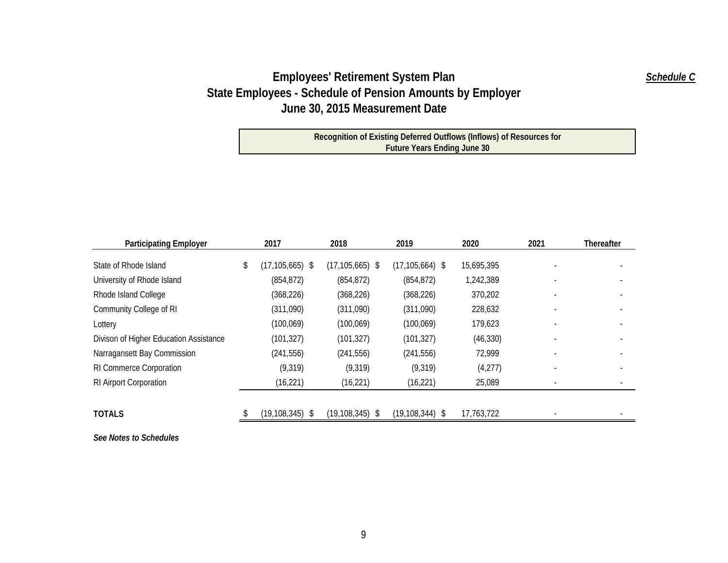# Employees' Retirement System Plan
## State Employees - Schedule of Pension Amounts by Employer
## June 30, 2015 Measurement Date

***Schedule C***

| Participating Employer | Recognition of Existing Deferred Outflows (Inflows) of Resources for Future Years Ending June 30 | | | | | |
|---|---|---|---|---|---|---|
| | 2017 | 2018 | 2019 | 2020 | 2021 | Thereafter |
| State of Rhode Island | $ (17,105,665) | $ (17,105,665) | $ (17,105,664) | $ 15,695,395 | - | - |
| University of Rhode Island | (854,872) | (854,872) | (854,872) | 1,242,389 | - | - |
| Rhode Island College | (368,226) | (368,226) | (368,226) | 370,202 | - | - |
| Community College of RI | (311,090) | (311,090) | (311,090) | 228,632 | - | - |
| Lottery | (100,069) | (100,069) | (100,069) | 179,623 | - | - |
| Divison of Higher Education Assistance | (101,327) | (101,327) | (101,327) | (46,330) | - | - |
| Narragansett Bay Commission | (241,556) | (241,556) | (241,556) | 72,999 | - | - |
| RI Commerce Corporation | (9,319) | (9,319) | (9,319) | (4,277) | - | - |
| RI Airport Corporation | (16,221) | (16,221) | (16,221) | 25,089 | - | - |
| **TOTALS** | $ (19,108,345) | $ (19,108,345) | $ (19,108,344) | $ 17,763,722 | - | - |

***See Notes to Schedules***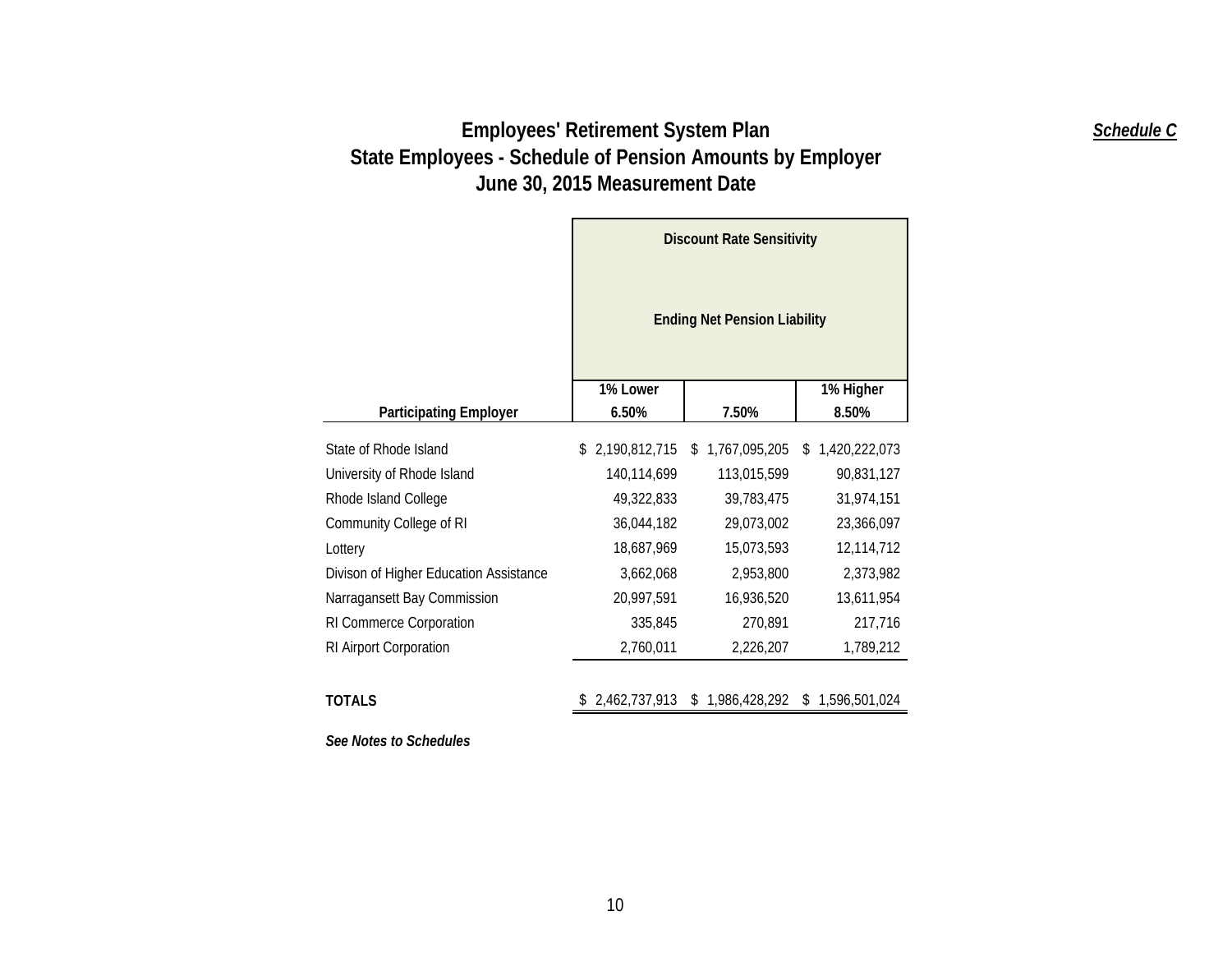***Schedule C***

# Employees' Retirement System Plan
## State Employees - Schedule of Pension Amounts by Employer
## June 30, 2015 Measurement Date

| | Discount Rate Sensitivity | | |
|---|---|---|---|
| | Ending Net Pension Liability | | |
| | 1% Lower | | 1% Higher |
| **Participating Employer** | **6.50%** | **7.50%** | **8.50%** |
| State of Rhode Island | $ 2,190,812,715 | $ 1,767,095,205 | $ 1,420,222,073 |
| University of Rhode Island | 140,114,699 | 113,015,599 | 90,831,127 |
| Rhode Island College | 49,322,833 | 39,783,475 | 31,974,151 |
| Community College of RI | 36,044,182 | 29,073,002 | 23,366,097 |
| Lottery | 18,687,969 | 15,073,593 | 12,114,712 |
| Divison of Higher Education Assistance | 3,662,068 | 2,953,800 | 2,373,982 |
| Narragansett Bay Commission | 20,997,591 | 16,936,520 | 13,611,954 |
| RI Commerce Corporation | 335,845 | 270,891 | 217,716 |
| RI Airport Corporation | 2,760,011 | 2,226,207 | 1,789,212 |
| **TOTALS** | $ 2,462,737,913 | $ 1,986,428,292 | $ 1,596,501,024 |

***See Notes to Schedules***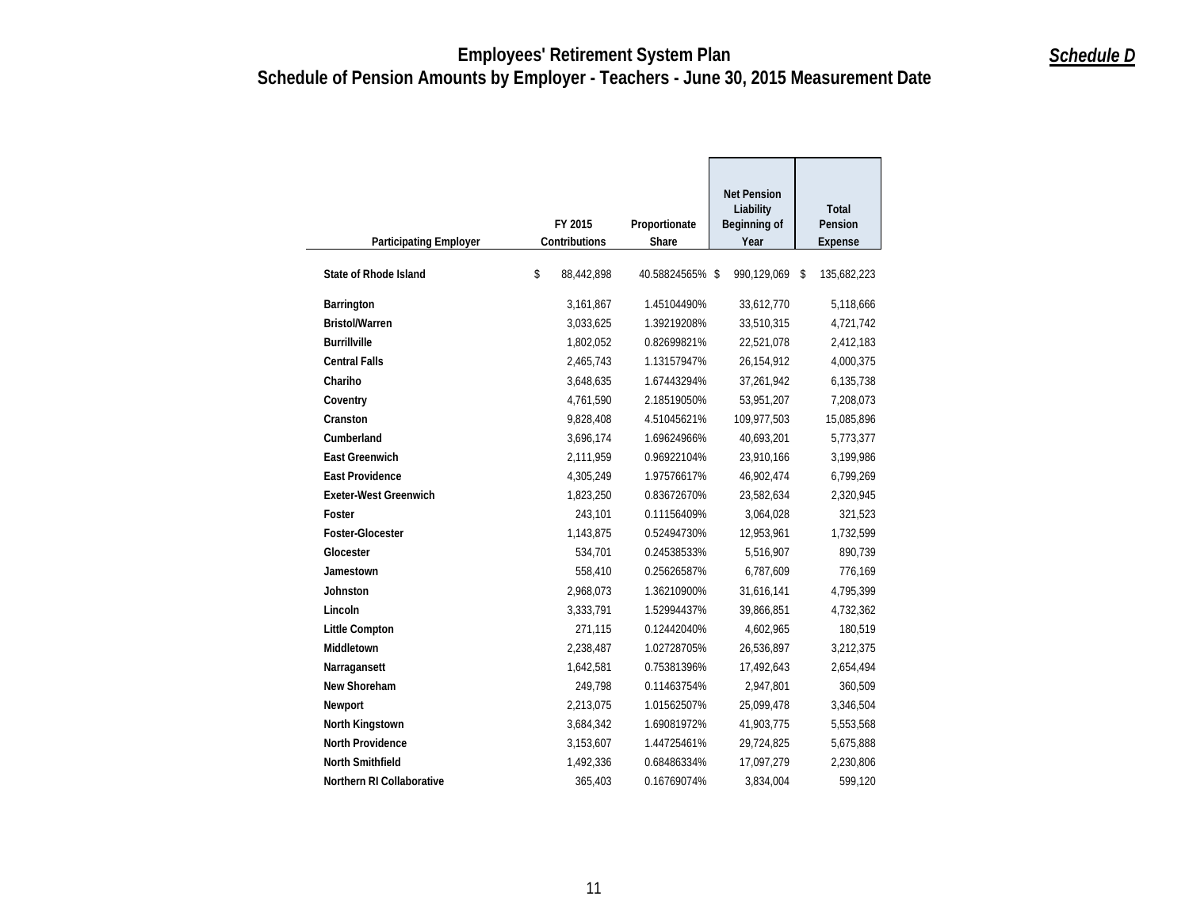# Employees' Retirement System Plan
## Schedule of Pension Amounts by Employer - Teachers - June 30, 2015 Measurement Date

***Schedule D***

| Participating Employer | FY 2015 Contributions | Proportionate Share | Net Pension Liability Beginning of Year | Total Pension Expense |
|---|---|---|---|---|
| State of Rhode Island | $ 88,442,898 | 40.58824565% | $ 990,129,069 | $ 135,682,223 |
| Barrington | 3,161,867 | 1.45104490% | 33,612,770 | 5,118,666 |
| Bristol/Warren | 3,033,625 | 1.39219208% | 33,510,315 | 4,721,742 |
| Burrillville | 1,802,052 | 0.82699821% | 22,521,078 | 2,412,183 |
| Central Falls | 2,465,743 | 1.13157947% | 26,154,912 | 4,000,375 |
| Chariho | 3,648,635 | 1.67443294% | 37,261,942 | 6,135,738 |
| Coventry | 4,761,590 | 2.18519050% | 53,951,207 | 7,208,073 |
| Cranston | 9,828,408 | 4.51045621% | 109,977,503 | 15,085,896 |
| Cumberland | 3,696,174 | 1.69624966% | 40,693,201 | 5,773,377 |
| East Greenwich | 2,111,959 | 0.96922104% | 23,910,166 | 3,199,986 |
| East Providence | 4,305,249 | 1.97576617% | 46,902,474 | 6,799,269 |
| Exeter-West Greenwich | 1,823,250 | 0.83672670% | 23,582,634 | 2,320,945 |
| Foster | 243,101 | 0.11156409% | 3,064,028 | 321,523 |
| Foster-Glocester | 1,143,875 | 0.52494730% | 12,953,961 | 1,732,599 |
| Glocester | 534,701 | 0.24538533% | 5,516,907 | 890,739 |
| Jamestown | 558,410 | 0.25626587% | 6,787,609 | 776,169 |
| Johnston | 2,968,073 | 1.36210900% | 31,616,141 | 4,795,399 |
| Lincoln | 3,333,791 | 1.52994437% | 39,866,851 | 4,732,362 |
| Little Compton | 271,115 | 0.12442040% | 4,602,965 | 180,519 |
| Middletown | 2,238,487 | 1.02728705% | 26,536,897 | 3,212,375 |
| Narragansett | 1,642,581 | 0.75381396% | 17,492,643 | 2,654,494 |
| New Shoreham | 249,798 | 0.11463754% | 2,947,801 | 360,509 |
| Newport | 2,213,075 | 1.01562507% | 25,099,478 | 3,346,504 |
| North Kingstown | 3,684,342 | 1.69081972% | 41,903,775 | 5,553,568 |
| North Providence | 3,153,607 | 1.44725461% | 29,724,825 | 5,675,888 |
| North Smithfield | 1,492,336 | 0.68486334% | 17,097,279 | 2,230,806 |
| Northern RI Collaborative | 365,403 | 0.16769074% | 3,834,004 | 599,120 |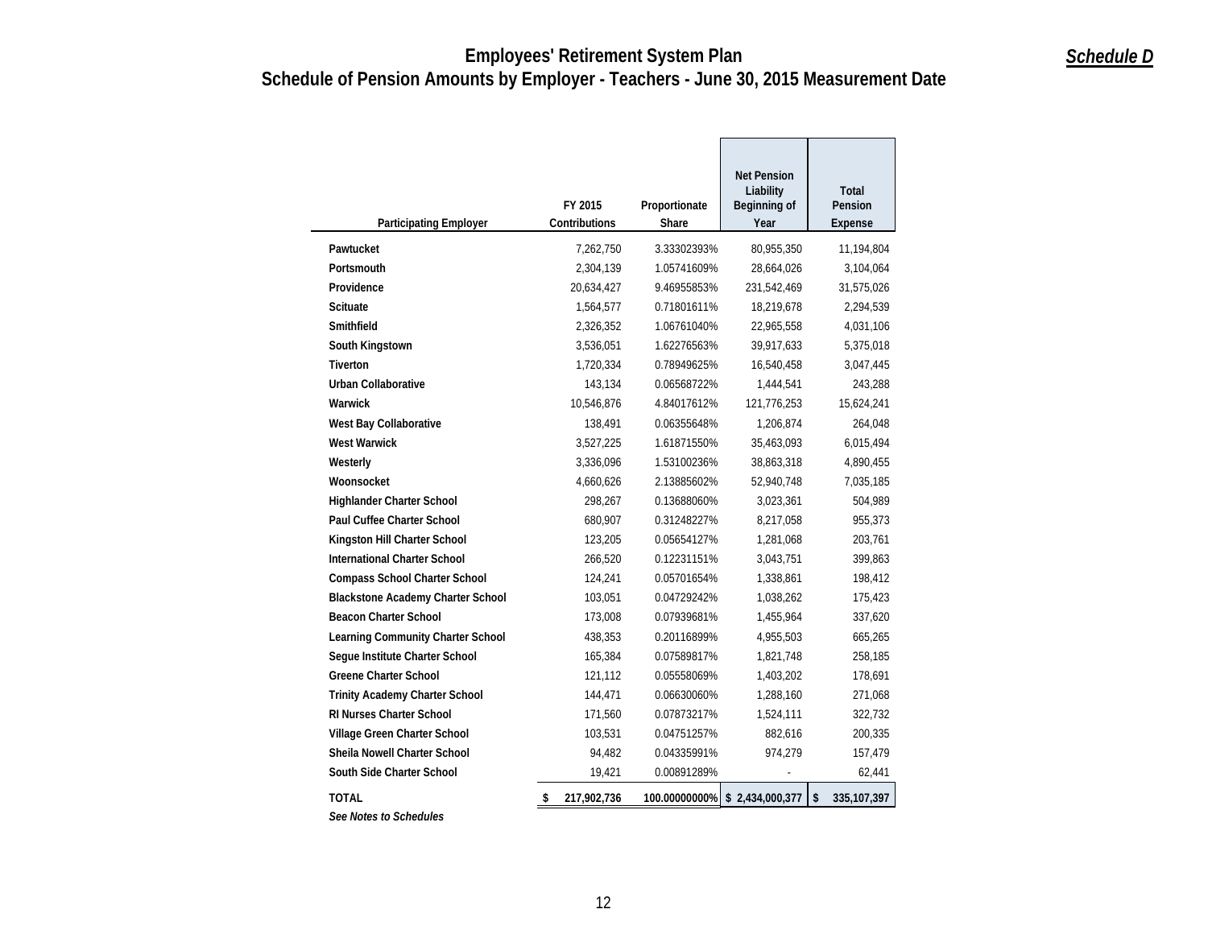# Employees' Retirement System Plan

## Schedule of Pension Amounts by Employer - Teachers - June 30, 2015 Measurement Date

***Schedule D***

| Participating Employer | FY 2015 Contributions | Proportionate Share | Net Pension Liability Beginning of Year | Total Pension Expense |
|---|---|---|---|---|
| Pawtucket | 7,262,750 | 3.33302393% | 80,955,350 | 11,194,804 |
| Portsmouth | 2,304,139 | 1.05741609% | 28,664,026 | 3,104,064 |
| Providence | 20,634,427 | 9.46955853% | 231,542,469 | 31,575,026 |
| Scituate | 1,564,577 | 0.71801611% | 18,219,678 | 2,294,539 |
| Smithfield | 2,326,352 | 1.06761040% | 22,965,558 | 4,031,106 |
| South Kingstown | 3,536,051 | 1.62276563% | 39,917,633 | 5,375,018 |
| Tiverton | 1,720,334 | 0.78949625% | 16,540,458 | 3,047,445 |
| Urban Collaborative | 143,134 | 0.06568722% | 1,444,541 | 243,288 |
| Warwick | 10,546,876 | 4.84017612% | 121,776,253 | 15,624,241 |
| West Bay Collaborative | 138,491 | 0.06355648% | 1,206,874 | 264,048 |
| West Warwick | 3,527,225 | 1.61871550% | 35,463,093 | 6,015,494 |
| Westerly | 3,336,096 | 1.53100236% | 38,863,318 | 4,890,455 |
| Woonsocket | 4,660,626 | 2.13885602% | 52,940,748 | 7,035,185 |
| Highlander Charter School | 298,267 | 0.13688060% | 3,023,361 | 504,989 |
| Paul Cuffee Charter School | 680,907 | 0.31248227% | 8,217,058 | 955,373 |
| Kingston Hill Charter School | 123,205 | 0.05654127% | 1,281,068 | 203,761 |
| International Charter School | 266,520 | 0.12231151% | 3,043,751 | 399,863 |
| Compass School Charter School | 124,241 | 0.05701654% | 1,338,861 | 198,412 |
| Blackstone Academy Charter School | 103,051 | 0.04729242% | 1,038,262 | 175,423 |
| Beacon Charter School | 173,008 | 0.07939681% | 1,455,964 | 337,620 |
| Learning Community Charter School | 438,353 | 0.20116899% | 4,955,503 | 665,265 |
| Segue Institute Charter School | 165,384 | 0.07589817% | 1,821,748 | 258,185 |
| Greene Charter School | 121,112 | 0.05558069% | 1,403,202 | 178,691 |
| Trinity Academy Charter School | 144,471 | 0.06630060% | 1,288,160 | 271,068 |
| RI Nurses Charter School | 171,560 | 0.07873217% | 1,524,111 | 322,732 |
| Village Green Charter School | 103,531 | 0.04751257% | 882,616 | 200,335 |
| Sheila Nowell Charter School | 94,482 | 0.04335991% | 974,279 | 157,479 |
| South Side Charter School | 19,421 | 0.00891289% | - | 62,441 |
| **TOTAL** | **$ 217,902,736** | **100.00000000%** | **$ 2,434,000,377** | **$ 335,107,397** |

***See Notes to Schedules***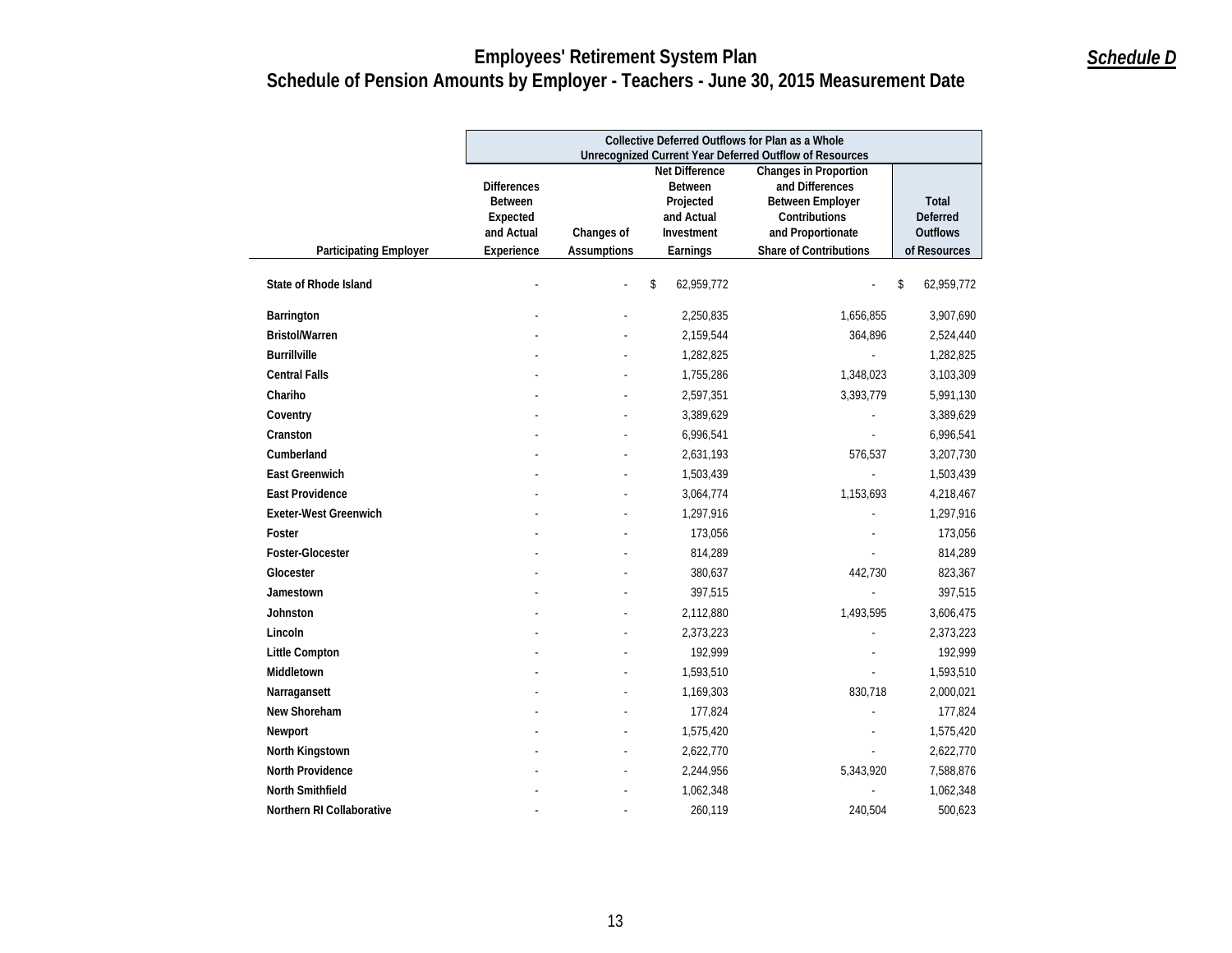# Employees' Retirement System Plan

## Schedule of Pension Amounts by Employer - Teachers - June 30, 2015 Measurement Date

***Schedule D***

| | Collective Deferred Outflows for Plan as a Whole Unrecognized Current Year Deferred Outflow of Resources | | | | |
|---|---|---|---|---|---|
| **Participating Employer** | **Differences Between Expected and Actual Experience** | **Changes of Assumptions** | **Net Difference Between Projected and Actual Investment Earnings** | **Changes in Proportion and Differences Between Employer Contributions and Proportionate Share of Contributions** | **Total Deferred Outflows of Resources** |
| **State of Rhode Island** | - | - | $ 62,959,772 | - | $ 62,959,772 |
| **Barrington** | - | - | 2,250,835 | 1,656,855 | 3,907,690 |
| **Bristol/Warren** | - | - | 2,159,544 | 364,896 | 2,524,440 |
| **Burrillville** | - | - | 1,282,825 | - | 1,282,825 |
| **Central Falls** | - | - | 1,755,286 | 1,348,023 | 3,103,309 |
| **Chariho** | - | - | 2,597,351 | 3,393,779 | 5,991,130 |
| **Coventry** | - | - | 3,389,629 | - | 3,389,629 |
| **Cranston** | - | - | 6,996,541 | - | 6,996,541 |
| **Cumberland** | - | - | 2,631,193 | 576,537 | 3,207,730 |
| **East Greenwich** | - | - | 1,503,439 | - | 1,503,439 |
| **East Providence** | - | - | 3,064,774 | 1,153,693 | 4,218,467 |
| **Exeter-West Greenwich** | - | - | 1,297,916 | - | 1,297,916 |
| **Foster** | - | - | 173,056 | - | 173,056 |
| **Foster-Glocester** | - | - | 814,289 | - | 814,289 |
| **Glocester** | - | - | 380,637 | 442,730 | 823,367 |
| **Jamestown** | - | - | 397,515 | - | 397,515 |
| **Johnston** | - | - | 2,112,880 | 1,493,595 | 3,606,475 |
| **Lincoln** | - | - | 2,373,223 | - | 2,373,223 |
| **Little Compton** | - | - | 192,999 | - | 192,999 |
| **Middletown** | - | - | 1,593,510 | - | 1,593,510 |
| **Narragansett** | - | - | 1,169,303 | 830,718 | 2,000,021 |
| **New Shoreham** | - | - | 177,824 | - | 177,824 |
| **Newport** | - | - | 1,575,420 | - | 1,575,420 |
| **North Kingstown** | - | - | 2,622,770 | - | 2,622,770 |
| **North Providence** | - | - | 2,244,956 | 5,343,920 | 7,588,876 |
| **North Smithfield** | - | - | 1,062,348 | - | 1,062,348 |
| **Northern RI Collaborative** | - | - | 260,119 | 240,504 | 500,623 |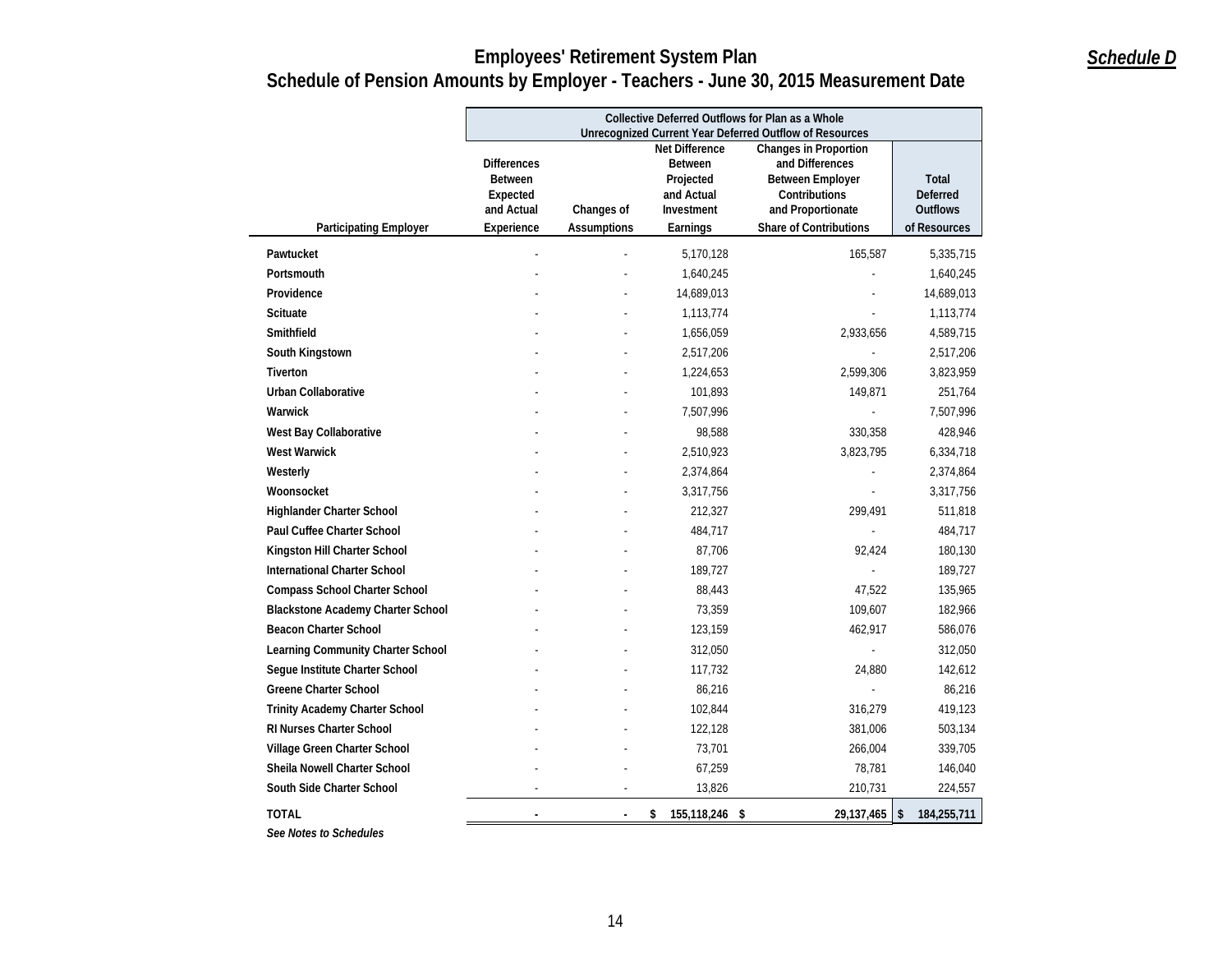# Employees' Retirement System Plan

## Schedule of Pension Amounts by Employer - Teachers - June 30, 2015 Measurement Date

***Schedule D***

| | Collective Deferred Outflows for Plan as a Whole Unrecognized Current Year Deferred Outflow of Resources | | | | |
|---|---|---|---|---|---|
| **Participating Employer** | **Differences Between Expected and Actual Experience** | **Changes of Assumptions** | **Net Difference Between Projected and Actual Investment Earnings** | **Changes in Proportion and Differences Between Employer Contributions and Proportionate Share of Contributions** | **Total Deferred Outflows of Resources** |
| Pawtucket | - | - | 5,170,128 | 165,587 | 5,335,715 |
| Portsmouth | - | - | 1,640,245 | - | 1,640,245 |
| Providence | - | - | 14,689,013 | - | 14,689,013 |
| Scituate | - | - | 1,113,774 | - | 1,113,774 |
| Smithfield | - | - | 1,656,059 | 2,933,656 | 4,589,715 |
| South Kingstown | - | - | 2,517,206 | - | 2,517,206 |
| Tiverton | - | - | 1,224,653 | 2,599,306 | 3,823,959 |
| Urban Collaborative | - | - | 101,893 | 149,871 | 251,764 |
| Warwick | - | - | 7,507,996 | - | 7,507,996 |
| West Bay Collaborative | - | - | 98,588 | 330,358 | 428,946 |
| West Warwick | - | - | 2,510,923 | 3,823,795 | 6,334,718 |
| Westerly | - | - | 2,374,864 | - | 2,374,864 |
| Woonsocket | - | - | 3,317,756 | - | 3,317,756 |
| Highlander Charter School | - | - | 212,327 | 299,491 | 511,818 |
| Paul Cuffee Charter School | - | - | 484,717 | - | 484,717 |
| Kingston Hill Charter School | - | - | 87,706 | 92,424 | 180,130 |
| International Charter School | - | - | 189,727 | - | 189,727 |
| Compass School Charter School | - | - | 88,443 | 47,522 | 135,965 |
| Blackstone Academy Charter School | - | - | 73,359 | 109,607 | 182,966 |
| Beacon Charter School | - | - | 123,159 | 462,917 | 586,076 |
| Learning Community Charter School | - | - | 312,050 | - | 312,050 |
| Segue Institute Charter School | - | - | 117,732 | 24,880 | 142,612 |
| Greene Charter School | - | - | 86,216 | - | 86,216 |
| Trinity Academy Charter School | - | - | 102,844 | 316,279 | 419,123 |
| RI Nurses Charter School | - | - | 122,128 | 381,006 | 503,134 |
| Village Green Charter School | - | - | 73,701 | 266,004 | 339,705 |
| Sheila Nowell Charter School | - | - | 67,259 | 78,781 | 146,040 |
| South Side Charter School | - | - | 13,826 | 210,731 | 224,557 |
| **TOTAL** | **-** | **-** | **$ 155,118,246** | **$ 29,137,465** | **$ 184,255,711** |

***See Notes to Schedules***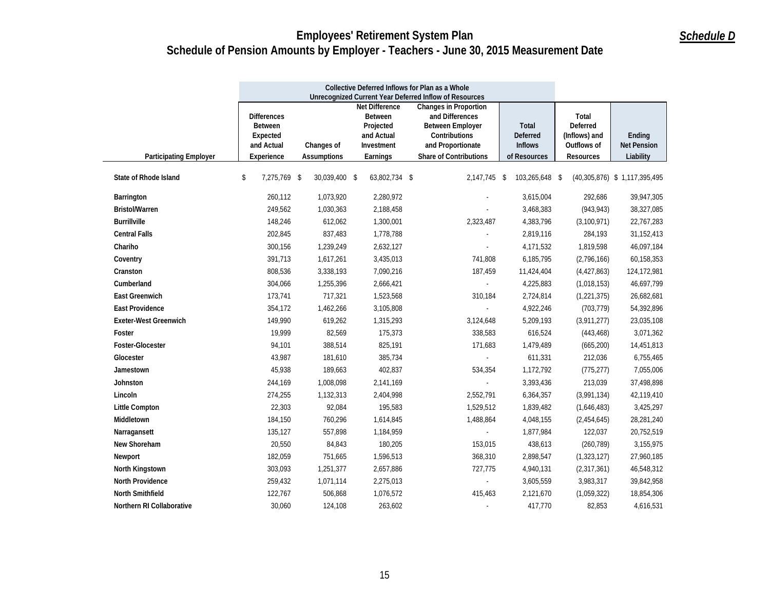# Employees' Retirement System Plan

## Schedule of Pension Amounts by Employer - Teachers - June 30, 2015 Measurement Date

***Schedule D***

| | Collective Deferred Inflows for Plan as a Whole Unrecognized Current Year Deferred Inflow of Resources | | | | | | |
|---|---|---|---|---|---|---|---|
| Participating Employer | Differences Between Expected and Actual Experience | Changes of Assumptions | Net Difference Between Projected and Actual Investment Earnings | Changes in Proportion and Differences Between Employer Contributions and Proportionate Share of Contributions | Total Deferred Inflows of Resources | Total Deferred (Inflows) and Outflows of Resources | Ending Net Pension Liability |
| **State of Rhode Island** | $ 7,275,769 | $ 30,039,400 | $ 63,802,734 | $ 2,147,745 | $ 103,265,648 | $ (40,305,876) | $ 1,117,395,495 |
| **Barrington** | 260,112 | 1,073,920 | 2,280,972 | - | 3,615,004 | 292,686 | 39,947,305 |
| **Bristol/Warren** | 249,562 | 1,030,363 | 2,188,458 | - | 3,468,383 | (943,943) | 38,327,085 |
| **Burrillville** | 148,246 | 612,062 | 1,300,001 | 2,323,487 | 4,383,796 | (3,100,971) | 22,767,283 |
| **Central Falls** | 202,845 | 837,483 | 1,778,788 | - | 2,819,116 | 284,193 | 31,152,413 |
| **Chariho** | 300,156 | 1,239,249 | 2,632,127 | - | 4,171,532 | 1,819,598 | 46,097,184 |
| **Coventry** | 391,713 | 1,617,261 | 3,435,013 | 741,808 | 6,185,795 | (2,796,166) | 60,158,353 |
| **Cranston** | 808,536 | 3,338,193 | 7,090,216 | 187,459 | 11,424,404 | (4,427,863) | 124,172,981 |
| **Cumberland** | 304,066 | 1,255,396 | 2,666,421 | - | 4,225,883 | (1,018,153) | 46,697,799 |
| **East Greenwich** | 173,741 | 717,321 | 1,523,568 | 310,184 | 2,724,814 | (1,221,375) | 26,682,681 |
| **East Providence** | 354,172 | 1,462,266 | 3,105,808 | - | 4,922,246 | (703,779) | 54,392,896 |
| **Exeter-West Greenwich** | 149,990 | 619,262 | 1,315,293 | 3,124,648 | 5,209,193 | (3,911,277) | 23,035,108 |
| **Foster** | 19,999 | 82,569 | 175,373 | 338,583 | 616,524 | (443,468) | 3,071,362 |
| **Foster-Glocester** | 94,101 | 388,514 | 825,191 | 171,683 | 1,479,489 | (665,200) | 14,451,813 |
| **Glocester** | 43,987 | 181,610 | 385,734 | - | 611,331 | 212,036 | 6,755,465 |
| **Jamestown** | 45,938 | 189,663 | 402,837 | 534,354 | 1,172,792 | (775,277) | 7,055,006 |
| **Johnston** | 244,169 | 1,008,098 | 2,141,169 | - | 3,393,436 | 213,039 | 37,498,898 |
| **Lincoln** | 274,255 | 1,132,313 | 2,404,998 | 2,552,791 | 6,364,357 | (3,991,134) | 42,119,410 |
| **Little Compton** | 22,303 | 92,084 | 195,583 | 1,529,512 | 1,839,482 | (1,646,483) | 3,425,297 |
| **Middletown** | 184,150 | 760,296 | 1,614,845 | 1,488,864 | 4,048,155 | (2,454,645) | 28,281,240 |
| **Narragansett** | 135,127 | 557,898 | 1,184,959 | - | 1,877,984 | 122,037 | 20,752,519 |
| **New Shoreham** | 20,550 | 84,843 | 180,205 | 153,015 | 438,613 | (260,789) | 3,155,975 |
| **Newport** | 182,059 | 751,665 | 1,596,513 | 368,310 | 2,898,547 | (1,323,127) | 27,960,185 |
| **North Kingstown** | 303,093 | 1,251,377 | 2,657,886 | 727,775 | 4,940,131 | (2,317,361) | 46,548,312 |
| **North Providence** | 259,432 | 1,071,114 | 2,275,013 | - | 3,605,559 | 3,983,317 | 39,842,958 |
| **North Smithfield** | 122,767 | 506,868 | 1,076,572 | 415,463 | 2,121,670 | (1,059,322) | 18,854,306 |
| **Northern RI Collaborative** | 30,060 | 124,108 | 263,602 | - | 417,770 | 82,853 | 4,616,531 |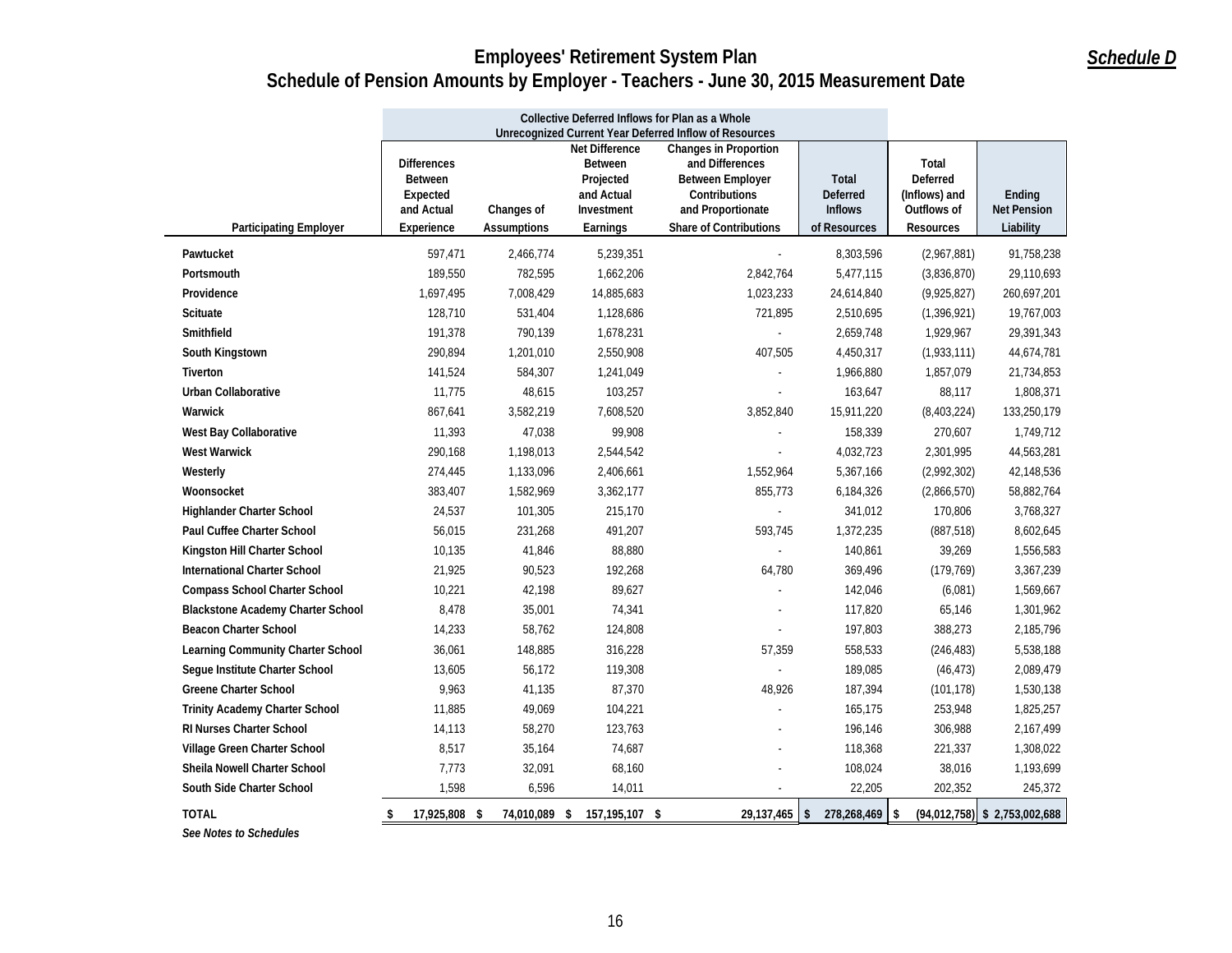# Employees' Retirement System Plan

## Schedule of Pension Amounts by Employer - Teachers - June 30, 2015 Measurement Date

***Schedule D***

| | Collective Deferred Inflows for Plan as a Whole Unrecognized Current Year Deferred Inflow of Resources | | | | | | |
|---|---|---|---|---|---|---|---|
| **Participating Employer** | **Differences Between Expected and Actual Experience** | **Changes of Assumptions** | **Net Difference Between Projected and Actual Investment Earnings** | **Changes in Proportion and Differences Between Employer Contributions and Proportionate Share of Contributions** | **Total Deferred Inflows of Resources** | **Total Deferred (Inflows) and Outflows of Resources** | **Ending Net Pension Liability** |
| **Pawtucket** | 597,471 | 2,466,774 | 5,239,351 | - | 8,303,596 | (2,967,881) | 91,758,238 |
| **Portsmouth** | 189,550 | 782,595 | 1,662,206 | 2,842,764 | 5,477,115 | (3,836,870) | 29,110,693 |
| **Providence** | 1,697,495 | 7,008,429 | 14,885,683 | 1,023,233 | 24,614,840 | (9,925,827) | 260,697,201 |
| **Scituate** | 128,710 | 531,404 | 1,128,686 | 721,895 | 2,510,695 | (1,396,921) | 19,767,003 |
| **Smithfield** | 191,378 | 790,139 | 1,678,231 | - | 2,659,748 | 1,929,967 | 29,391,343 |
| **South Kingstown** | 290,894 | 1,201,010 | 2,550,908 | 407,505 | 4,450,317 | (1,933,111) | 44,674,781 |
| **Tiverton** | 141,524 | 584,307 | 1,241,049 | - | 1,966,880 | 1,857,079 | 21,734,853 |
| **Urban Collaborative** | 11,775 | 48,615 | 103,257 | - | 163,647 | 88,117 | 1,808,371 |
| **Warwick** | 867,641 | 3,582,219 | 7,608,520 | 3,852,840 | 15,911,220 | (8,403,224) | 133,250,179 |
| **West Bay Collaborative** | 11,393 | 47,038 | 99,908 | - | 158,339 | 270,607 | 1,749,712 |
| **West Warwick** | 290,168 | 1,198,013 | 2,544,542 | - | 4,032,723 | 2,301,995 | 44,563,281 |
| **Westerly** | 274,445 | 1,133,096 | 2,406,661 | 1,552,964 | 5,367,166 | (2,992,302) | 42,148,536 |
| **Woonsocket** | 383,407 | 1,582,969 | 3,362,177 | 855,773 | 6,184,326 | (2,866,570) | 58,882,764 |
| **Highlander Charter School** | 24,537 | 101,305 | 215,170 | - | 341,012 | 170,806 | 3,768,327 |
| **Paul Cuffee Charter School** | 56,015 | 231,268 | 491,207 | 593,745 | 1,372,235 | (887,518) | 8,602,645 |
| **Kingston Hill Charter School** | 10,135 | 41,846 | 88,880 | - | 140,861 | 39,269 | 1,556,583 |
| **International Charter School** | 21,925 | 90,523 | 192,268 | 64,780 | 369,496 | (179,769) | 3,367,239 |
| **Compass School Charter School** | 10,221 | 42,198 | 89,627 | - | 142,046 | (6,081) | 1,569,667 |
| **Blackstone Academy Charter School** | 8,478 | 35,001 | 74,341 | - | 117,820 | 65,146 | 1,301,962 |
| **Beacon Charter School** | 14,233 | 58,762 | 124,808 | - | 197,803 | 388,273 | 2,185,796 |
| **Learning Community Charter School** | 36,061 | 148,885 | 316,228 | 57,359 | 558,533 | (246,483) | 5,538,188 |
| **Segue Institute Charter School** | 13,605 | 56,172 | 119,308 | - | 189,085 | (46,473) | 2,089,479 |
| **Greene Charter School** | 9,963 | 41,135 | 87,370 | 48,926 | 187,394 | (101,178) | 1,530,138 |
| **Trinity Academy Charter School** | 11,885 | 49,069 | 104,221 | - | 165,175 | 253,948 | 1,825,257 |
| **RI Nurses Charter School** | 14,113 | 58,270 | 123,763 | - | 196,146 | 306,988 | 2,167,499 |
| **Village Green Charter School** | 8,517 | 35,164 | 74,687 | - | 118,368 | 221,337 | 1,308,022 |
| **Sheila Nowell Charter School** | 7,773 | 32,091 | 68,160 | - | 108,024 | 38,016 | 1,193,699 |
| **South Side Charter School** | 1,598 | 6,596 | 14,011 | - | 22,205 | 202,352 | 245,372 |
| **TOTAL** | **$ 17,925,808** | **$ 74,010,089** | **$ 157,195,107** | **$ 29,137,465** | **$ 278,268,469** | **$ (94,012,758)** | **$ 2,753,002,688** |

***See Notes to Schedules***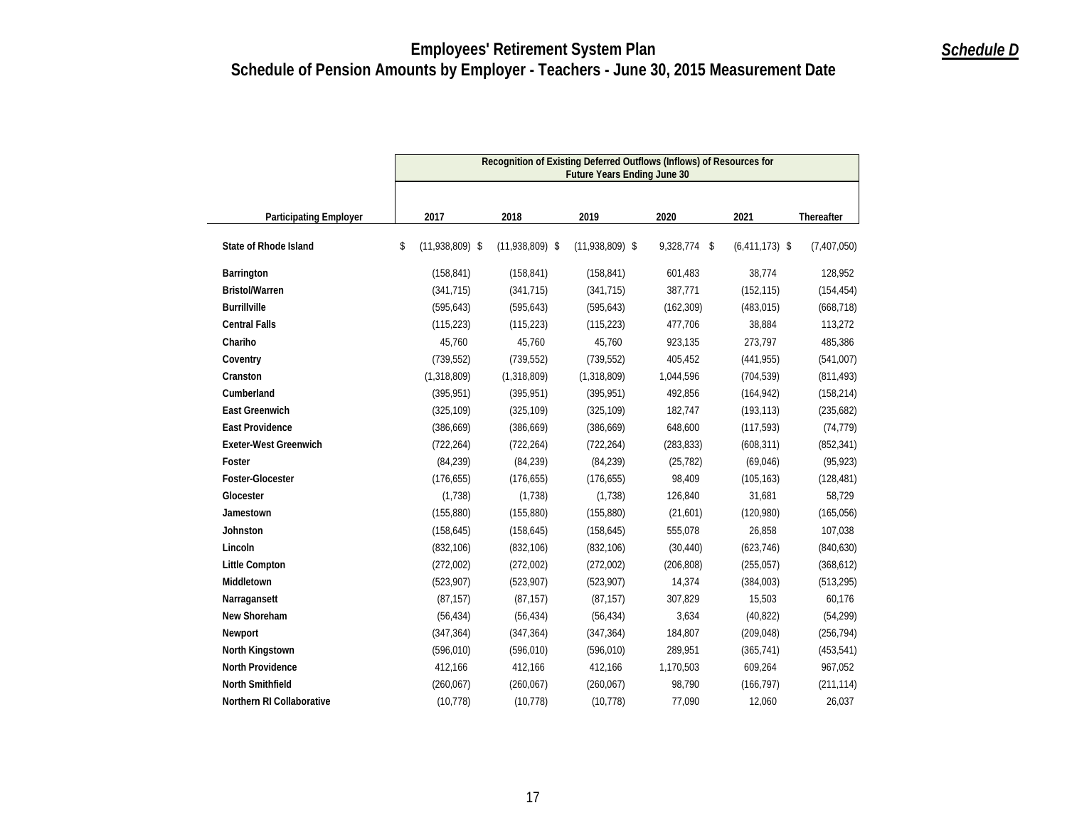# Employees' Retirement System Plan

## Schedule of Pension Amounts by Employer - Teachers - June 30, 2015 Measurement Date

***Schedule D***

| | Recognition of Existing Deferred Outflows (Inflows) of Resources for Future Years Ending June 30 | | | | | |
|---|---|---|---|---|---|---|
| **Participating Employer** | **2017** | **2018** | **2019** | **2020** | **2021** | **Thereafter** |
| **State of Rhode Island** | $ (11,938,809) | $ (11,938,809) | $ (11,938,809) | $ 9,328,774 | $ (6,411,173) | $ (7,407,050) |
| **Barrington** | (158,841) | (158,841) | (158,841) | 601,483 | 38,774 | 128,952 |
| **Bristol/Warren** | (341,715) | (341,715) | (341,715) | 387,771 | (152,115) | (154,454) |
| **Burrillville** | (595,643) | (595,643) | (595,643) | (162,309) | (483,015) | (668,718) |
| **Central Falls** | (115,223) | (115,223) | (115,223) | 477,706 | 38,884 | 113,272 |
| **Chariho** | 45,760 | 45,760 | 45,760 | 923,135 | 273,797 | 485,386 |
| **Coventry** | (739,552) | (739,552) | (739,552) | 405,452 | (441,955) | (541,007) |
| **Cranston** | (1,318,809) | (1,318,809) | (1,318,809) | 1,044,596 | (704,539) | (811,493) |
| **Cumberland** | (395,951) | (395,951) | (395,951) | 492,856 | (164,942) | (158,214) |
| **East Greenwich** | (325,109) | (325,109) | (325,109) | 182,747 | (193,113) | (235,682) |
| **East Providence** | (386,669) | (386,669) | (386,669) | 648,600 | (117,593) | (74,779) |
| **Exeter-West Greenwich** | (722,264) | (722,264) | (722,264) | (283,833) | (608,311) | (852,341) |
| **Foster** | (84,239) | (84,239) | (84,239) | (25,782) | (69,046) | (95,923) |
| **Foster-Glocester** | (176,655) | (176,655) | (176,655) | 98,409 | (105,163) | (128,481) |
| **Glocester** | (1,738) | (1,738) | (1,738) | 126,840 | 31,681 | 58,729 |
| **Jamestown** | (155,880) | (155,880) | (155,880) | (21,601) | (120,980) | (165,056) |
| **Johnston** | (158,645) | (158,645) | (158,645) | 555,078 | 26,858 | 107,038 |
| **Lincoln** | (832,106) | (832,106) | (832,106) | (30,440) | (623,746) | (840,630) |
| **Little Compton** | (272,002) | (272,002) | (272,002) | (206,808) | (255,057) | (368,612) |
| **Middletown** | (523,907) | (523,907) | (523,907) | 14,374 | (384,003) | (513,295) |
| **Narragansett** | (87,157) | (87,157) | (87,157) | 307,829 | 15,503 | 60,176 |
| **New Shoreham** | (56,434) | (56,434) | (56,434) | 3,634 | (40,822) | (54,299) |
| **Newport** | (347,364) | (347,364) | (347,364) | 184,807 | (209,048) | (256,794) |
| **North Kingstown** | (596,010) | (596,010) | (596,010) | 289,951 | (365,741) | (453,541) |
| **North Providence** | 412,166 | 412,166 | 412,166 | 1,170,503 | 609,264 | 967,052 |
| **North Smithfield** | (260,067) | (260,067) | (260,067) | 98,790 | (166,797) | (211,114) |
| **Northern RI Collaborative** | (10,778) | (10,778) | (10,778) | 77,090 | 12,060 | 26,037 |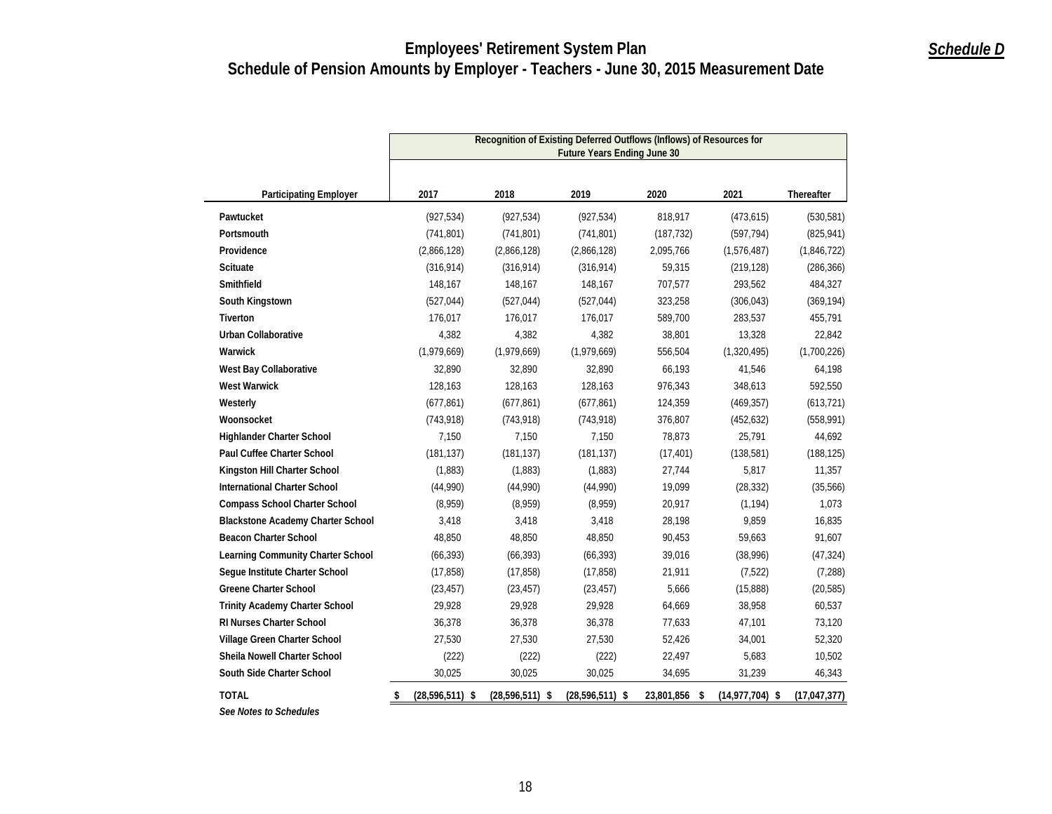# Employees' Retirement System Plan

## Schedule of Pension Amounts by Employer - Teachers - June 30, 2015 Measurement Date

***Schedule D***

| | Recognition of Existing Deferred Outflows (Inflows) of Resources for Future Years Ending June 30 | | | | | |
|---|---|---|---|---|---|---|
| **Participating Employer** | **2017** | **2018** | **2019** | **2020** | **2021** | **Thereafter** |
| Pawtucket | (927,534) | (927,534) | (927,534) | 818,917 | (473,615) | (530,581) |
| Portsmouth | (741,801) | (741,801) | (741,801) | (187,732) | (597,794) | (825,941) |
| Providence | (2,866,128) | (2,866,128) | (2,866,128) | 2,095,766 | (1,576,487) | (1,846,722) |
| Scituate | (316,914) | (316,914) | (316,914) | 59,315 | (219,128) | (286,366) |
| Smithfield | 148,167 | 148,167 | 148,167 | 707,577 | 293,562 | 484,327 |
| South Kingstown | (527,044) | (527,044) | (527,044) | 323,258 | (306,043) | (369,194) |
| Tiverton | 176,017 | 176,017 | 176,017 | 589,700 | 283,537 | 455,791 |
| Urban Collaborative | 4,382 | 4,382 | 4,382 | 38,801 | 13,328 | 22,842 |
| Warwick | (1,979,669) | (1,979,669) | (1,979,669) | 556,504 | (1,320,495) | (1,700,226) |
| West Bay Collaborative | 32,890 | 32,890 | 32,890 | 66,193 | 41,546 | 64,198 |
| West Warwick | 128,163 | 128,163 | 128,163 | 976,343 | 348,613 | 592,550 |
| Westerly | (677,861) | (677,861) | (677,861) | 124,359 | (469,357) | (613,721) |
| Woonsocket | (743,918) | (743,918) | (743,918) | 376,807 | (452,632) | (558,991) |
| Highlander Charter School | 7,150 | 7,150 | 7,150 | 78,873 | 25,791 | 44,692 |
| Paul Cuffee Charter School | (181,137) | (181,137) | (181,137) | (17,401) | (138,581) | (188,125) |
| Kingston Hill Charter School | (1,883) | (1,883) | (1,883) | 27,744 | 5,817 | 11,357 |
| International Charter School | (44,990) | (44,990) | (44,990) | 19,099 | (28,332) | (35,566) |
| Compass School Charter School | (8,959) | (8,959) | (8,959) | 20,917 | (1,194) | 1,073 |
| Blackstone Academy Charter School | 3,418 | 3,418 | 3,418 | 28,198 | 9,859 | 16,835 |
| Beacon Charter School | 48,850 | 48,850 | 48,850 | 90,453 | 59,663 | 91,607 |
| Learning Community Charter School | (66,393) | (66,393) | (66,393) | 39,016 | (38,996) | (47,324) |
| Segue Institute Charter School | (17,858) | (17,858) | (17,858) | 21,911 | (7,522) | (7,288) |
| Greene Charter School | (23,457) | (23,457) | (23,457) | 5,666 | (15,888) | (20,585) |
| Trinity Academy Charter School | 29,928 | 29,928 | 29,928 | 64,669 | 38,958 | 60,537 |
| RI Nurses Charter School | 36,378 | 36,378 | 36,378 | 77,633 | 47,101 | 73,120 |
| Village Green Charter School | 27,530 | 27,530 | 27,530 | 52,426 | 34,001 | 52,320 |
| Sheila Nowell Charter School | (222) | (222) | (222) | 22,497 | 5,683 | 10,502 |
| South Side Charter School | 30,025 | 30,025 | 30,025 | 34,695 | 31,239 | 46,343 |
| **TOTAL** | $ (28,596,511) | $ (28,596,511) | $ (28,596,511) | $ 23,801,856 | $ (14,977,704) | $ (17,047,377) |

*See Notes to Schedules*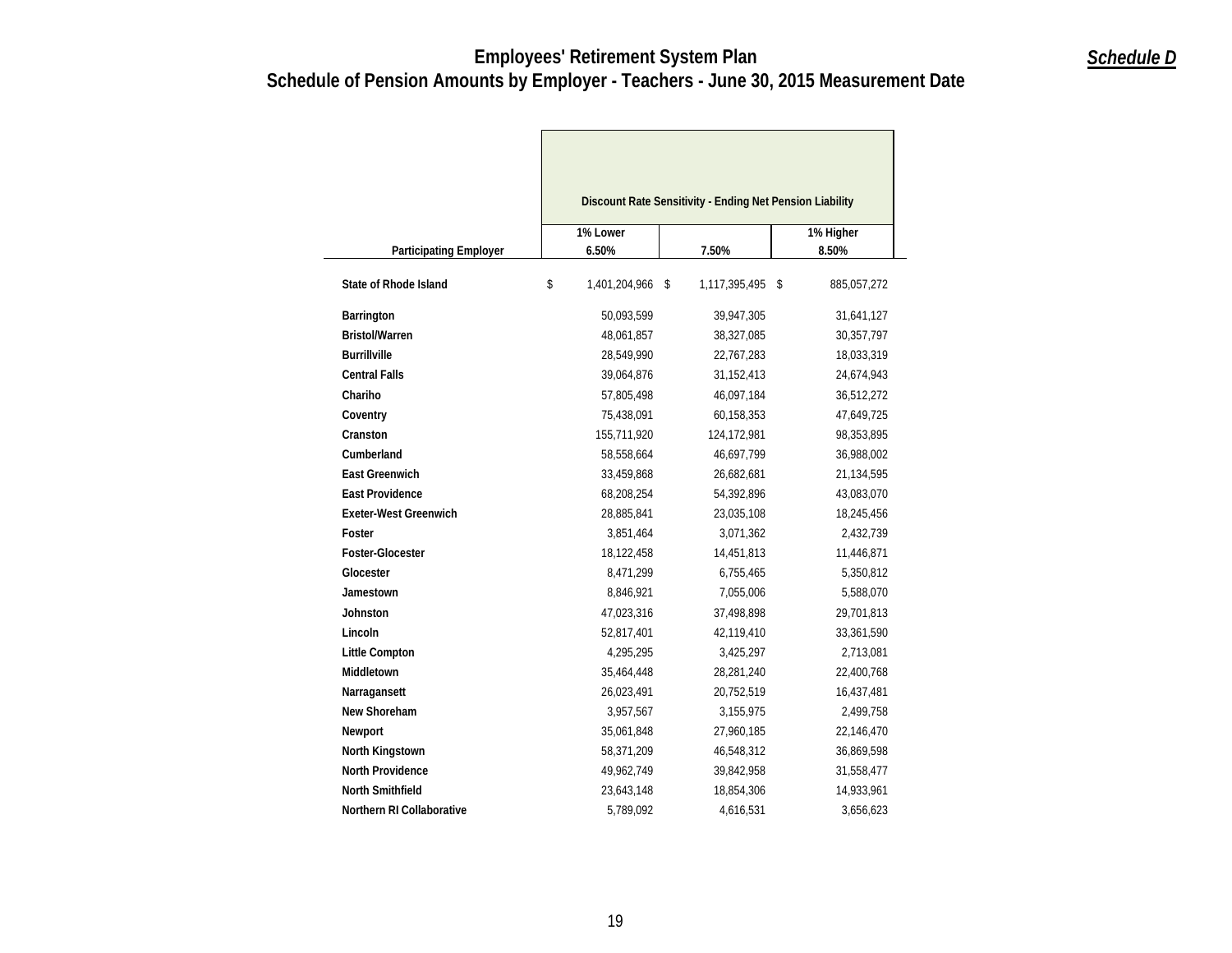# Employees' Retirement System Plan

## Schedule of Pension Amounts by Employer - Teachers - June 30, 2015 Measurement Date

***Schedule D***

| Participating Employer | Discount Rate Sensitivity - Ending Net Pension Liability | | |
|---|---|---|---|
| | 1% Lower 6.50% | 7.50% | 1% Higher 8.50% |
| **State of Rhode Island** | $ 1,401,204,966 | $ 1,117,395,495 | $ 885,057,272 |
| **Barrington** | 50,093,599 | 39,947,305 | 31,641,127 |
| **Bristol/Warren** | 48,061,857 | 38,327,085 | 30,357,797 |
| **Burrillville** | 28,549,990 | 22,767,283 | 18,033,319 |
| **Central Falls** | 39,064,876 | 31,152,413 | 24,674,943 |
| **Chariho** | 57,805,498 | 46,097,184 | 36,512,272 |
| **Coventry** | 75,438,091 | 60,158,353 | 47,649,725 |
| **Cranston** | 155,711,920 | 124,172,981 | 98,353,895 |
| **Cumberland** | 58,558,664 | 46,697,799 | 36,988,002 |
| **East Greenwich** | 33,459,868 | 26,682,681 | 21,134,595 |
| **East Providence** | 68,208,254 | 54,392,896 | 43,083,070 |
| **Exeter-West Greenwich** | 28,885,841 | 23,035,108 | 18,245,456 |
| **Foster** | 3,851,464 | 3,071,362 | 2,432,739 |
| **Foster-Glocester** | 18,122,458 | 14,451,813 | 11,446,871 |
| **Glocester** | 8,471,299 | 6,755,465 | 5,350,812 |
| **Jamestown** | 8,846,921 | 7,055,006 | 5,588,070 |
| **Johnston** | 47,023,316 | 37,498,898 | 29,701,813 |
| **Lincoln** | 52,817,401 | 42,119,410 | 33,361,590 |
| **Little Compton** | 4,295,295 | 3,425,297 | 2,713,081 |
| **Middletown** | 35,464,448 | 28,281,240 | 22,400,768 |
| **Narragansett** | 26,023,491 | 20,752,519 | 16,437,481 |
| **New Shoreham** | 3,957,567 | 3,155,975 | 2,499,758 |
| **Newport** | 35,061,848 | 27,960,185 | 22,146,470 |
| **North Kingstown** | 58,371,209 | 46,548,312 | 36,869,598 |
| **North Providence** | 49,962,749 | 39,842,958 | 31,558,477 |
| **North Smithfield** | 23,643,148 | 18,854,306 | 14,933,961 |
| **Northern RI Collaborative** | 5,789,092 | 4,616,531 | 3,656,623 |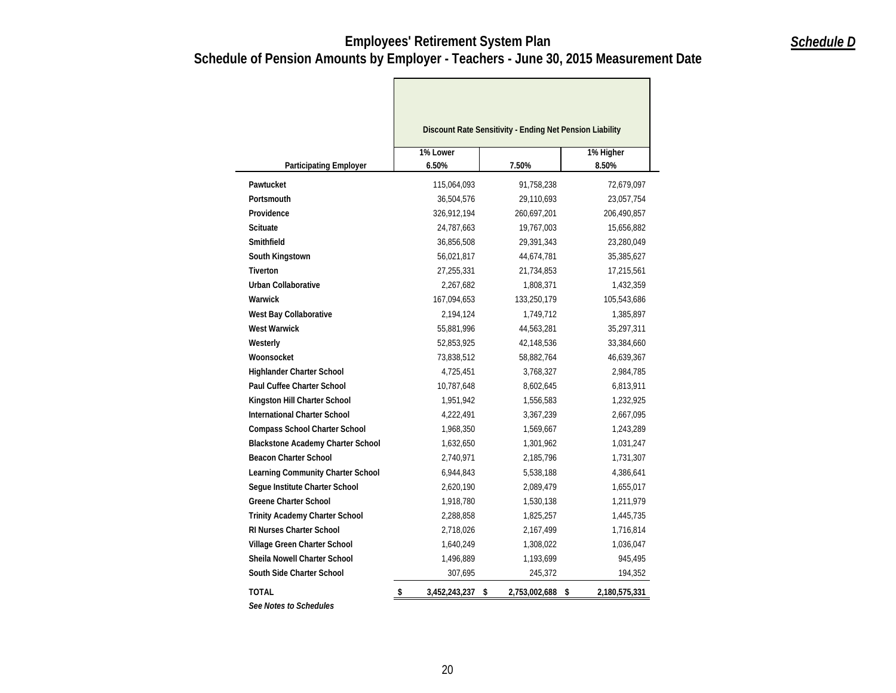# Employees' Retirement System Plan

## Schedule of Pension Amounts by Employer - Teachers - June 30, 2015 Measurement Date

***Schedule D***

| Participating Employer | Discount Rate Sensitivity - Ending Net Pension Liability | | |
|---|---|---|---|
| | 1% Lower 6.50% | 7.50% | 1% Higher 8.50% |
| **Pawtucket** | 115,064,093 | 91,758,238 | 72,679,097 |
| **Portsmouth** | 36,504,576 | 29,110,693 | 23,057,754 |
| **Providence** | 326,912,194 | 260,697,201 | 206,490,857 |
| **Scituate** | 24,787,663 | 19,767,003 | 15,656,882 |
| **Smithfield** | 36,856,508 | 29,391,343 | 23,280,049 |
| **South Kingstown** | 56,021,817 | 44,674,781 | 35,385,627 |
| **Tiverton** | 27,255,331 | 21,734,853 | 17,215,561 |
| **Urban Collaborative** | 2,267,682 | 1,808,371 | 1,432,359 |
| **Warwick** | 167,094,653 | 133,250,179 | 105,543,686 |
| **West Bay Collaborative** | 2,194,124 | 1,749,712 | 1,385,897 |
| **West Warwick** | 55,881,996 | 44,563,281 | 35,297,311 |
| **Westerly** | 52,853,925 | 42,148,536 | 33,384,660 |
| **Woonsocket** | 73,838,512 | 58,882,764 | 46,639,367 |
| **Highlander Charter School** | 4,725,451 | 3,768,327 | 2,984,785 |
| **Paul Cuffee Charter School** | 10,787,648 | 8,602,645 | 6,813,911 |
| **Kingston Hill Charter School** | 1,951,942 | 1,556,583 | 1,232,925 |
| **International Charter School** | 4,222,491 | 3,367,239 | 2,667,095 |
| **Compass School Charter School** | 1,968,350 | 1,569,667 | 1,243,289 |
| **Blackstone Academy Charter School** | 1,632,650 | 1,301,962 | 1,031,247 |
| **Beacon Charter School** | 2,740,971 | 2,185,796 | 1,731,307 |
| **Learning Community Charter School** | 6,944,843 | 5,538,188 | 4,386,641 |
| **Segue Institute Charter School** | 2,620,190 | 2,089,479 | 1,655,017 |
| **Greene Charter School** | 1,918,780 | 1,530,138 | 1,211,979 |
| **Trinity Academy Charter School** | 2,288,858 | 1,825,257 | 1,445,735 |
| **RI Nurses Charter School** | 2,718,026 | 2,167,499 | 1,716,814 |
| **Village Green Charter School** | 1,640,249 | 1,308,022 | 1,036,047 |
| **Sheila Nowell Charter School** | 1,496,889 | 1,193,699 | 945,495 |
| **South Side Charter School** | 307,695 | 245,372 | 194,352 |
| **TOTAL** | **$ 3,452,243,237** | **$ 2,753,002,688** | **$ 2,180,575,331** |

***See Notes to Schedules***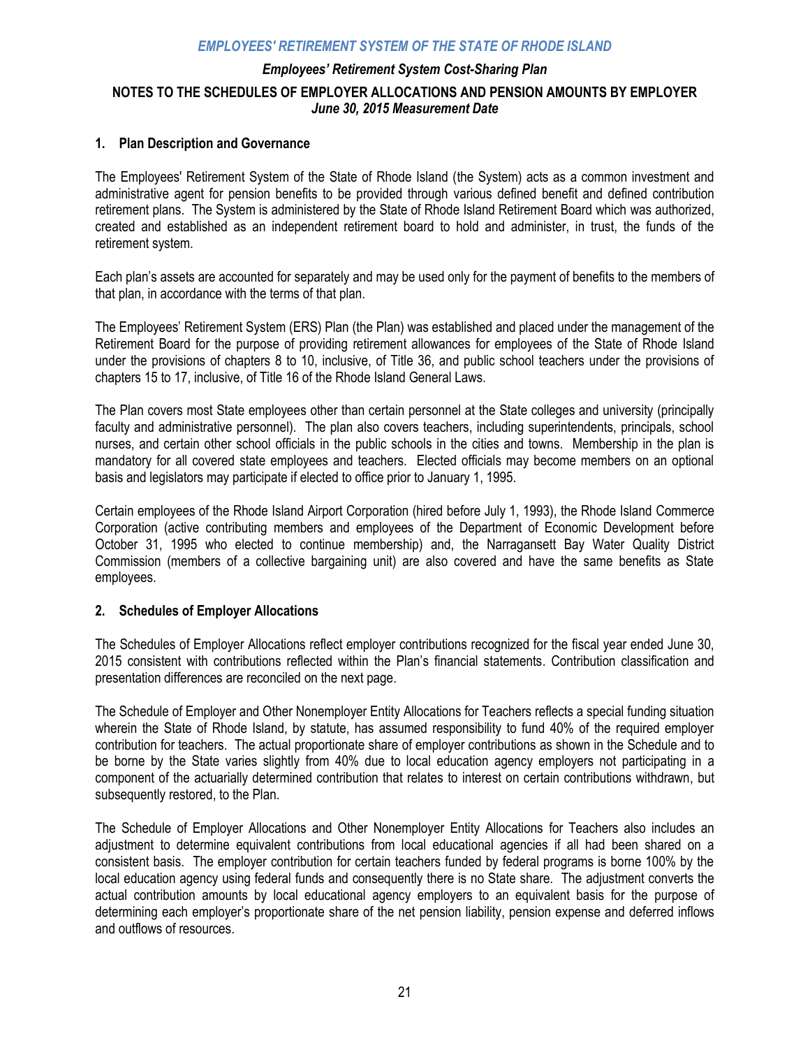# EMPLOYEES' RETIREMENT SYSTEM OF THE STATE OF RHODE ISLAND

## *Employees' Retirement System Cost-Sharing Plan*

## NOTES TO THE SCHEDULES OF EMPLOYER ALLOCATIONS AND PENSION AMOUNTS BY EMPLOYER
*June 30, 2015 Measurement Date*

### 1. Plan Description and Governance

The Employees' Retirement System of the State of Rhode Island (the System) acts as a common investment and administrative agent for pension benefits to be provided through various defined benefit and defined contribution retirement plans. The System is administered by the State of Rhode Island Retirement Board which was authorized, created and established as an independent retirement board to hold and administer, in trust, the funds of the retirement system.

Each plan's assets are accounted for separately and may be used only for the payment of benefits to the members of that plan, in accordance with the terms of that plan.

The Employees' Retirement System (ERS) Plan (the Plan) was established and placed under the management of the Retirement Board for the purpose of providing retirement allowances for employees of the State of Rhode Island under the provisions of chapters 8 to 10, inclusive, of Title 36, and public school teachers under the provisions of chapters 15 to 17, inclusive, of Title 16 of the Rhode Island General Laws.

The Plan covers most State employees other than certain personnel at the State colleges and university (principally faculty and administrative personnel). The plan also covers teachers, including superintendents, principals, school nurses, and certain other school officials in the public schools in the cities and towns. Membership in the plan is mandatory for all covered state employees and teachers. Elected officials may become members on an optional basis and legislators may participate if elected to office prior to January 1, 1995.

Certain employees of the Rhode Island Airport Corporation (hired before July 1, 1993), the Rhode Island Commerce Corporation (active contributing members and employees of the Department of Economic Development before October 31, 1995 who elected to continue membership) and, the Narragansett Bay Water Quality District Commission (members of a collective bargaining unit) are also covered and have the same benefits as State employees.

### 2. Schedules of Employer Allocations

The Schedules of Employer Allocations reflect employer contributions recognized for the fiscal year ended June 30, 2015 consistent with contributions reflected within the Plan's financial statements. Contribution classification and presentation differences are reconciled on the next page.

The Schedule of Employer and Other Nonemployer Entity Allocations for Teachers reflects a special funding situation wherein the State of Rhode Island, by statute, has assumed responsibility to fund 40% of the required employer contribution for teachers. The actual proportionate share of employer contributions as shown in the Schedule and to be borne by the State varies slightly from 40% due to local education agency employers not participating in a component of the actuarially determined contribution that relates to interest on certain contributions withdrawn, but subsequently restored, to the Plan.

The Schedule of Employer Allocations and Other Nonemployer Entity Allocations for Teachers also includes an adjustment to determine equivalent contributions from local educational agencies if all had been shared on a consistent basis. The employer contribution for certain teachers funded by federal programs is borne 100% by the local education agency using federal funds and consequently there is no State share. The adjustment converts the actual contribution amounts by local educational agency employers to an equivalent basis for the purpose of determining each employer's proportionate share of the net pension liability, pension expense and deferred inflows and outflows of resources.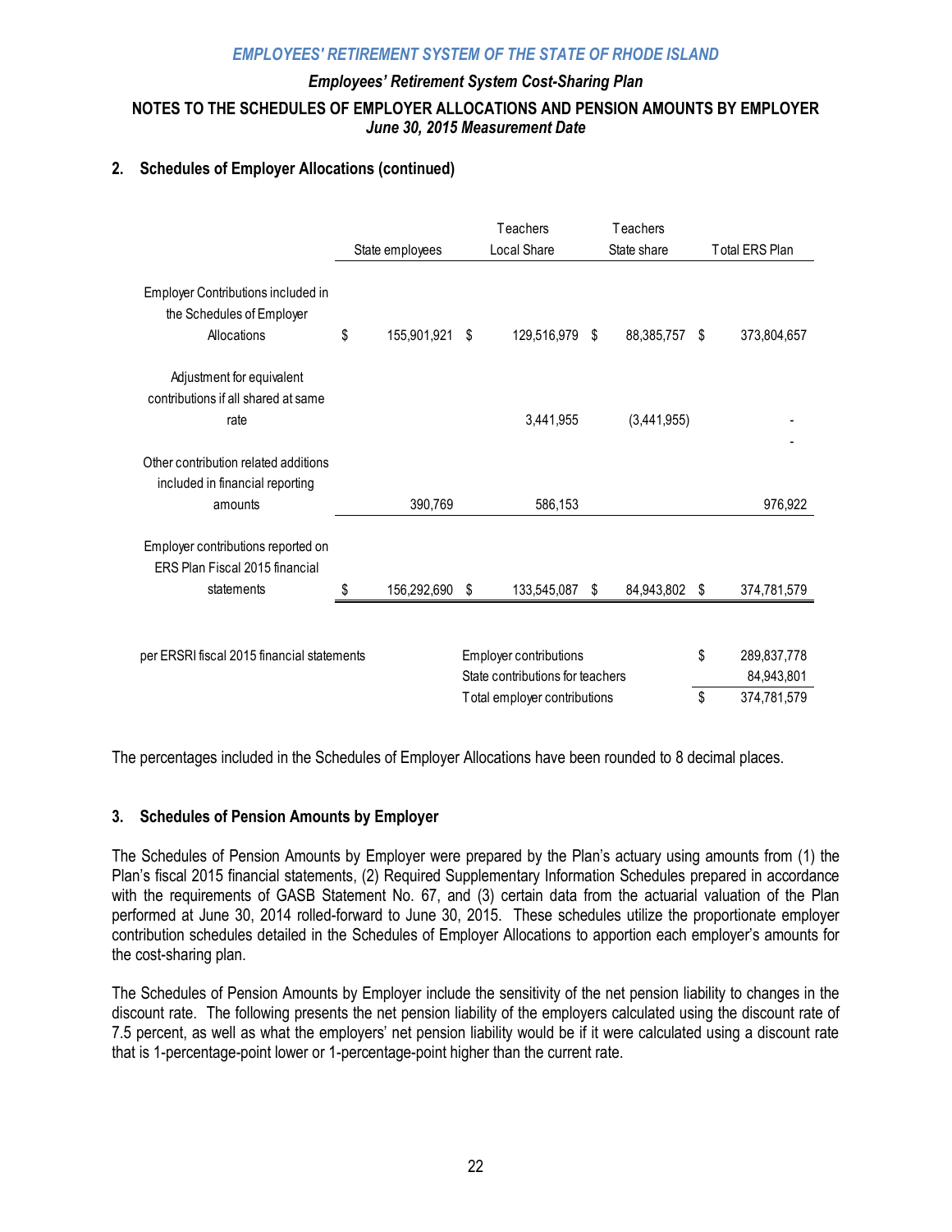## 2. Schedules of Employer Allocations (continued)

| | State employees | Teachers Local Share | Teachers State share | Total ERS Plan |
|---|---|---|---|---|
| Employer Contributions included in the Schedules of Employer Allocations | $ 155,901,921 | $ 129,516,979 | $ 88,385,757 | $ 373,804,657 |
| Adjustment for equivalent contributions if all shared at same rate | | 3,441,955 | (3,441,955) | - |
| Other contribution related additions included in financial reporting amounts | 390,769 | 586,153 | | 976,922 |
| Employer contributions reported on ERS Plan Fiscal 2015 financial statements | $ 156,292,690 | $ 133,545,087 | $ 84,943,802 | $ 374,781,579 |

| per ERSRI fiscal 2015 financial statements | | |
|---|---|---|
| | Employer contributions | $ 289,837,778 |
| | State contributions for teachers | 84,943,801 |
| | Total employer contributions | $ 374,781,579 |

The percentages included in the Schedules of Employer Allocations have been rounded to 8 decimal places.

## 3. Schedules of Pension Amounts by Employer

The Schedules of Pension Amounts by Employer were prepared by the Plan's actuary using amounts from (1) the Plan's fiscal 2015 financial statements, (2) Required Supplementary Information Schedules prepared in accordance with the requirements of GASB Statement No. 67, and (3) certain data from the actuarial valuation of the Plan performed at June 30, 2014 rolled-forward to June 30, 2015. These schedules utilize the proportionate employer contribution schedules detailed in the Schedules of Employer Allocations to apportion each employer's amounts for the cost-sharing plan.

The Schedules of Pension Amounts by Employer include the sensitivity of the net pension liability to changes in the discount rate. The following presents the net pension liability of the employers calculated using the discount rate of 7.5 percent, as well as what the employers' net pension liability would be if it were calculated using a discount rate that is 1-percentage-point lower or 1-percentage-point higher than the current rate.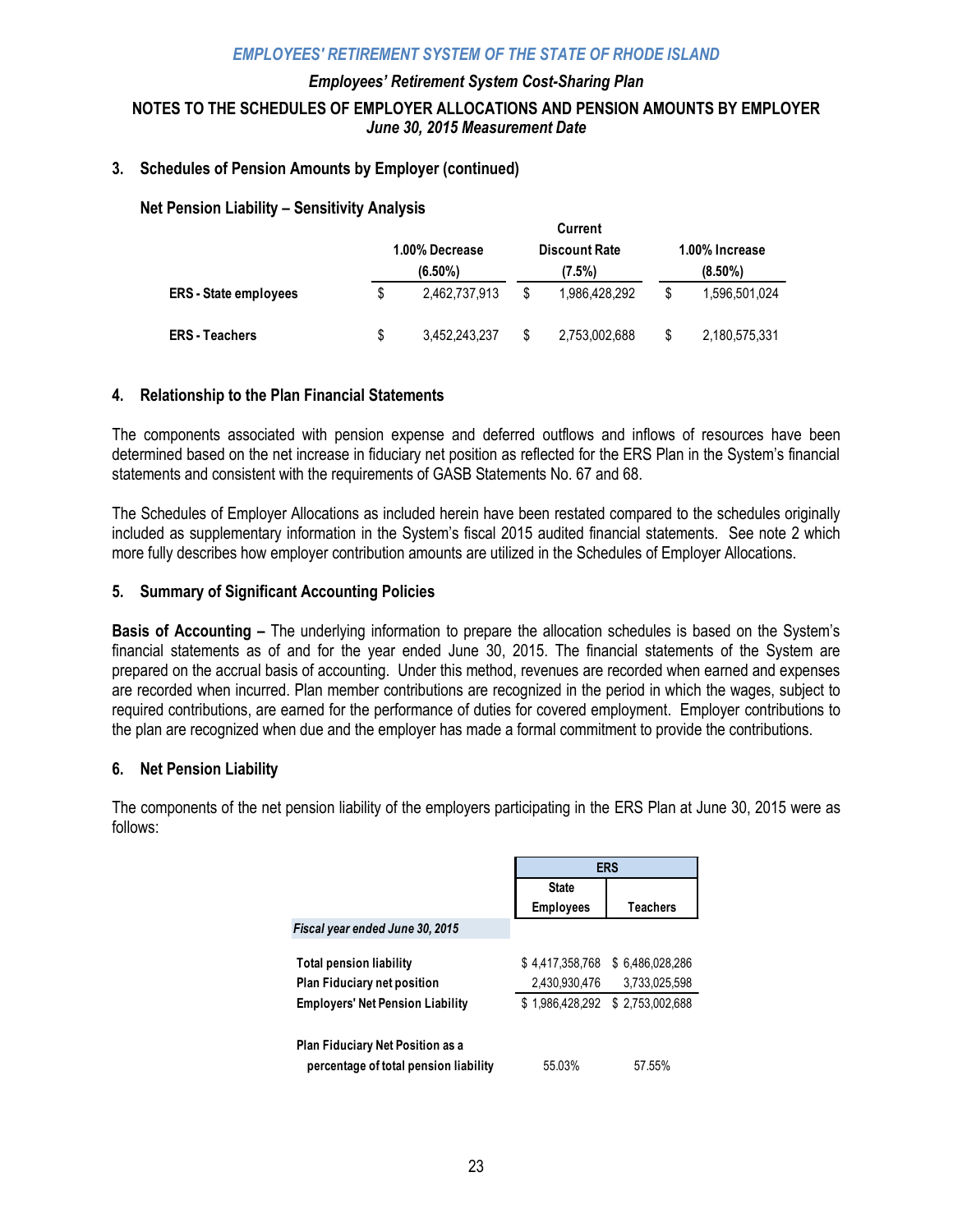## 3. Schedules of Pension Amounts by Employer (continued)

### Net Pension Liability – Sensitivity Analysis

| | 1.00% Decrease (6.50%) | Current Discount Rate (7.5%) | 1.00% Increase (8.50%) |
|---|---|---|---|
| **ERS - State employees** | $ 2,462,737,913 | $ 1,986,428,292 | $ 1,596,501,024 |
| **ERS - Teachers** | $ 3,452,243,237 | $ 2,753,002,688 | $ 2,180,575,331 |

## 4. Relationship to the Plan Financial Statements

The components associated with pension expense and deferred outflows and inflows of resources have been determined based on the net increase in fiduciary net position as reflected for the ERS Plan in the System's financial statements and consistent with the requirements of GASB Statements No. 67 and 68.

The Schedules of Employer Allocations as included herein have been restated compared to the schedules originally included as supplementary information in the System's fiscal 2015 audited financial statements. See note 2 which more fully describes how employer contribution amounts are utilized in the Schedules of Employer Allocations.

## 5. Summary of Significant Accounting Policies

**Basis of Accounting –** The underlying information to prepare the allocation schedules is based on the System's financial statements as of and for the year ended June 30, 2015. The financial statements of the System are prepared on the accrual basis of accounting. Under this method, revenues are recorded when earned and expenses are recorded when incurred. Plan member contributions are recognized in the period in which the wages, subject to required contributions, are earned for the performance of duties for covered employment. Employer contributions to the plan are recognized when due and the employer has made a formal commitment to provide the contributions.

## 6. Net Pension Liability

The components of the net pension liability of the employers participating in the ERS Plan at June 30, 2015 were as follows:

| | ERS | |
|---|---|---|
| | **State Employees** | **Teachers** |
| *Fiscal year ended June 30, 2015* | | |
| **Total pension liability** | $ 4,417,358,768 | $ 6,486,028,286 |
| **Plan Fiduciary net position** | 2,430,930,476 | 3,733,025,598 |
| **Employers' Net Pension Liability** | $ 1,986,428,292 | $ 2,753,002,688 |
| **Plan Fiduciary Net Position as a percentage of total pension liability** | 55.03% | 57.55% |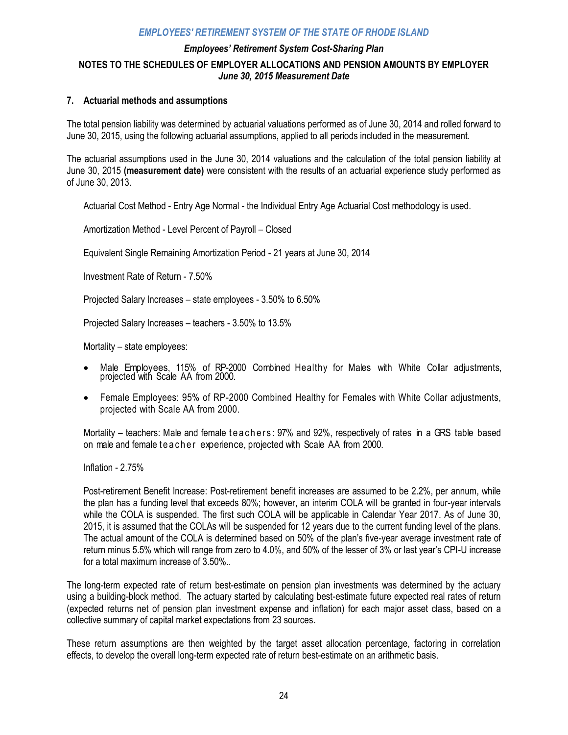### 7. Actuarial methods and assumptions

The total pension liability was determined by actuarial valuations performed as of June 30, 2014 and rolled forward to June 30, 2015, using the following actuarial assumptions, applied to all periods included in the measurement.

The actuarial assumptions used in the June 30, 2014 valuations and the calculation of the total pension liability at June 30, 2015 **(measurement date)** were consistent with the results of an actuarial experience study performed as of June 30, 2013.

Actuarial Cost Method - Entry Age Normal - the Individual Entry Age Actuarial Cost methodology is used.

Amortization Method - Level Percent of Payroll – Closed

Equivalent Single Remaining Amortization Period - 21 years at June 30, 2014

Investment Rate of Return - 7.50%

Projected Salary Increases – state employees - 3.50% to 6.50%

Projected Salary Increases – teachers - 3.50% to 13.5%

Mortality – state employees:

- Male Employees, 115% of RP-2000 Combined Healthy for Males with White Collar adjustments, projected with Scale AA from 2000.
- Female Employees: 95% of RP-2000 Combined Healthy for Females with White Collar adjustments, projected with Scale AA from 2000.

Mortality – teachers: Male and female teachers: 97% and 92%, respectively of rates in a GRS table based on male and female teacher experience, projected with Scale AA from 2000.

Inflation - 2.75%

Post-retirement Benefit Increase: Post-retirement benefit increases are assumed to be 2.2%, per annum, while the plan has a funding level that exceeds 80%; however, an interim COLA will be granted in four-year intervals while the COLA is suspended. The first such COLA will be applicable in Calendar Year 2017. As of June 30, 2015, it is assumed that the COLAs will be suspended for 12 years due to the current funding level of the plans. The actual amount of the COLA is determined based on 50% of the plan's five-year average investment rate of return minus 5.5% which will range from zero to 4.0%, and 50% of the lesser of 3% or last year's CPI-U increase for a total maximum increase of 3.50%..

The long-term expected rate of return best-estimate on pension plan investments was determined by the actuary using a building-block method. The actuary started by calculating best-estimate future expected real rates of return (expected returns net of pension plan investment expense and inflation) for each major asset class, based on a collective summary of capital market expectations from 23 sources.

These return assumptions are then weighted by the target asset allocation percentage, factoring in correlation effects, to develop the overall long-term expected rate of return best-estimate on an arithmetic basis.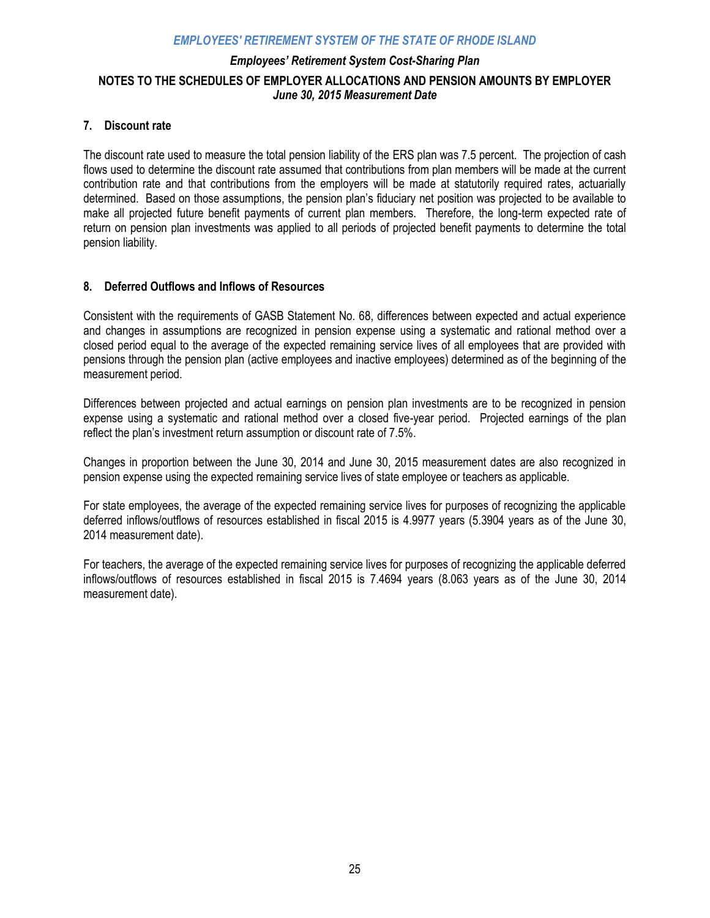## 7. Discount rate

The discount rate used to measure the total pension liability of the ERS plan was 7.5 percent. The projection of cash flows used to determine the discount rate assumed that contributions from plan members will be made at the current contribution rate and that contributions from the employers will be made at statutorily required rates, actuarially determined. Based on those assumptions, the pension plan's fiduciary net position was projected to be available to make all projected future benefit payments of current plan members. Therefore, the long-term expected rate of return on pension plan investments was applied to all periods of projected benefit payments to determine the total pension liability.

## 8. Deferred Outflows and Inflows of Resources

Consistent with the requirements of GASB Statement No. 68, differences between expected and actual experience and changes in assumptions are recognized in pension expense using a systematic and rational method over a closed period equal to the average of the expected remaining service lives of all employees that are provided with pensions through the pension plan (active employees and inactive employees) determined as of the beginning of the measurement period.

Differences between projected and actual earnings on pension plan investments are to be recognized in pension expense using a systematic and rational method over a closed five-year period. Projected earnings of the plan reflect the plan's investment return assumption or discount rate of 7.5%.

Changes in proportion between the June 30, 2014 and June 30, 2015 measurement dates are also recognized in pension expense using the expected remaining service lives of state employee or teachers as applicable.

For state employees, the average of the expected remaining service lives for purposes of recognizing the applicable deferred inflows/outflows of resources established in fiscal 2015 is 4.9977 years (5.3904 years as of the June 30, 2014 measurement date).

For teachers, the average of the expected remaining service lives for purposes of recognizing the applicable deferred inflows/outflows of resources established in fiscal 2015 is 7.4694 years (8.063 years as of the June 30, 2014 measurement date).